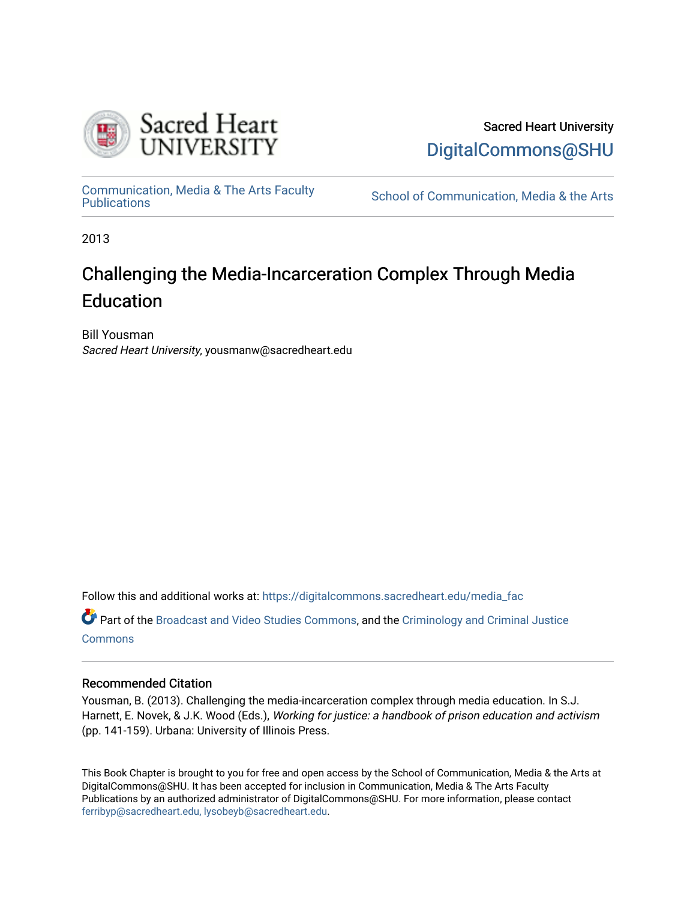Sacred Heart University

DigitalCommons@SHU

Communication, Media & The Arts Faculty Publications

School of Communication, Media & the Arts

2013

# Challenging the Media-Incarceration Complex Through Media Education

Bill Yousman

*Sacred Heart University*, yousmanw@sacredheart.edu

Follow this and additional works at: https://digitalcommons.sacredheart.edu/media_fac

Part of the Broadcast and Video Studies Commons, and the Criminology and Criminal Justice Commons

## Recommended Citation

Yousman, B. (2013). Challenging the media-incarceration complex through media education. In S.J. Harnett, E. Novek, & J.K. Wood (Eds.), *Working for justice: a handbook of prison education and activism* (pp. 141-159). Urbana: University of Illinois Press.

This Book Chapter is brought to you for free and open access by the School of Communication, Media & the Arts at DigitalCommons@SHU. It has been accepted for inclusion in Communication, Media & The Arts Faculty Publications by an authorized administrator of DigitalCommons@SHU. For more information, please contact ferribyp@sacredheart.edu, lysobeyb@sacredheart.edu.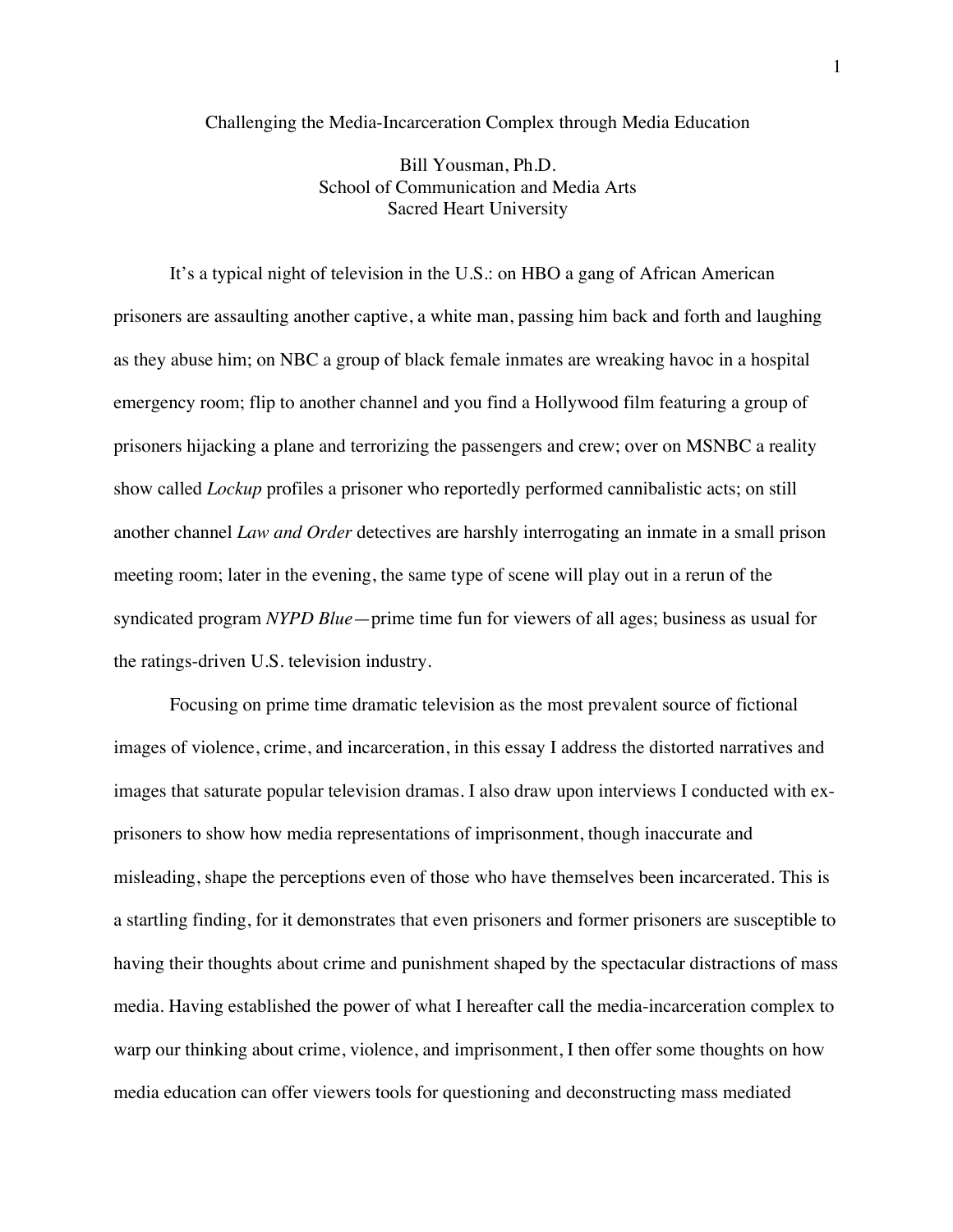Challenging the Media-Incarceration Complex through Media Education

Bill Yousman, Ph.D.
School of Communication and Media Arts
Sacred Heart University

It's a typical night of television in the U.S.: on HBO a gang of African American prisoners are assaulting another captive, a white man, passing him back and forth and laughing as they abuse him; on NBC a group of black female inmates are wreaking havoc in a hospital emergency room; flip to another channel and you find a Hollywood film featuring a group of prisoners hijacking a plane and terrorizing the passengers and crew; over on MSNBC a reality show called *Lockup* profiles a prisoner who reportedly performed cannibalistic acts; on still another channel *Law and Order* detectives are harshly interrogating an inmate in a small prison meeting room; later in the evening, the same type of scene will play out in a rerun of the syndicated program *NYPD Blue*—prime time fun for viewers of all ages; business as usual for the ratings-driven U.S. television industry.

Focusing on prime time dramatic television as the most prevalent source of fictional images of violence, crime, and incarceration, in this essay I address the distorted narratives and images that saturate popular television dramas. I also draw upon interviews I conducted with ex-prisoners to show how media representations of imprisonment, though inaccurate and misleading, shape the perceptions even of those who have themselves been incarcerated. This is a startling finding, for it demonstrates that even prisoners and former prisoners are susceptible to having their thoughts about crime and punishment shaped by the spectacular distractions of mass media. Having established the power of what I hereafter call the media-incarceration complex to warp our thinking about crime, violence, and imprisonment, I then offer some thoughts on how media education can offer viewers tools for questioning and deconstructing mass mediated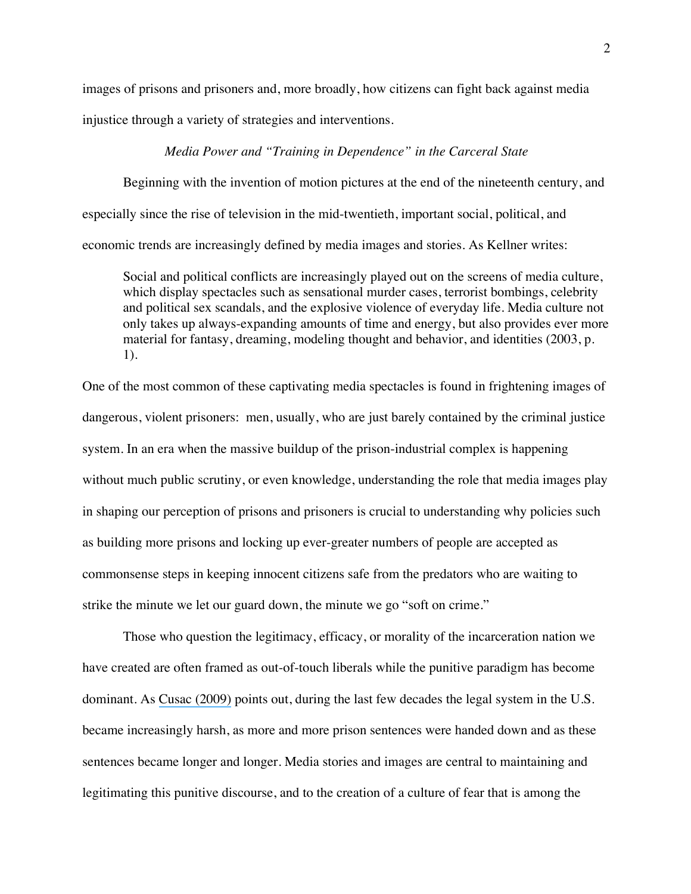images of prisons and prisoners and, more broadly, how citizens can fight back against media injustice through a variety of strategies and interventions.

### *Media Power and "Training in Dependence" in the Carceral State*

Beginning with the invention of motion pictures at the end of the nineteenth century, and especially since the rise of television in the mid-twentieth, important social, political, and economic trends are increasingly defined by media images and stories. As Kellner writes:

> Social and political conflicts are increasingly played out on the screens of media culture, which display spectacles such as sensational murder cases, terrorist bombings, celebrity and political sex scandals, and the explosive violence of everyday life. Media culture not only takes up always-expanding amounts of time and energy, but also provides ever more material for fantasy, dreaming, modeling thought and behavior, and identities (2003, p. 1).

One of the most common of these captivating media spectacles is found in frightening images of dangerous, violent prisoners: men, usually, who are just barely contained by the criminal justice system. In an era when the massive buildup of the prison-industrial complex is happening without much public scrutiny, or even knowledge, understanding the role that media images play in shaping our perception of prisons and prisoners is crucial to understanding why policies such as building more prisons and locking up ever-greater numbers of people are accepted as commonsense steps in keeping innocent citizens safe from the predators who are waiting to strike the minute we let our guard down, the minute we go "soft on crime."

Those who question the legitimacy, efficacy, or morality of the incarceration nation we have created are often framed as out-of-touch liberals while the punitive paradigm has become dominant. As Cusac (2009) points out, during the last few decades the legal system in the U.S. became increasingly harsh, as more and more prison sentences were handed down and as these sentences became longer and longer. Media stories and images are central to maintaining and legitimating this punitive discourse, and to the creation of a culture of fear that is among the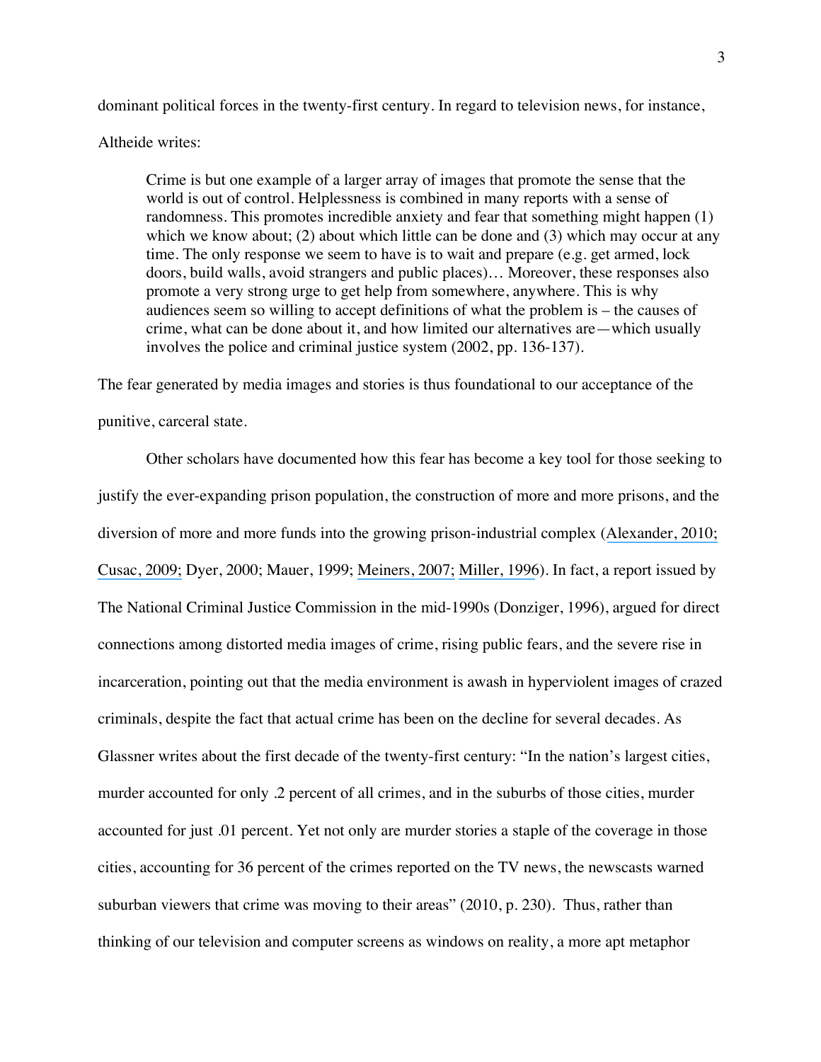dominant political forces in the twenty-first century. In regard to television news, for instance, Altheide writes:

> Crime is but one example of a larger array of images that promote the sense that the world is out of control. Helplessness is combined in many reports with a sense of randomness. This promotes incredible anxiety and fear that something might happen (1) which we know about; (2) about which little can be done and (3) which may occur at any time. The only response we seem to have is to wait and prepare (e.g. get armed, lock doors, build walls, avoid strangers and public places)… Moreover, these responses also promote a very strong urge to get help from somewhere, anywhere. This is why audiences seem so willing to accept definitions of what the problem is – the causes of crime, what can be done about it, and how limited our alternatives are—which usually involves the police and criminal justice system (2002, pp. 136-137).

The fear generated by media images and stories is thus foundational to our acceptance of the punitive, carceral state.

Other scholars have documented how this fear has become a key tool for those seeking to justify the ever-expanding prison population, the construction of more and more prisons, and the diversion of more and more funds into the growing prison-industrial complex (Alexander, 2010; Cusac, 2009; Dyer, 2000; Mauer, 1999; Meiners, 2007; Miller, 1996). In fact, a report issued by The National Criminal Justice Commission in the mid-1990s (Donziger, 1996), argued for direct connections among distorted media images of crime, rising public fears, and the severe rise in incarceration, pointing out that the media environment is awash in hyperviolent images of crazed criminals, despite the fact that actual crime has been on the decline for several decades. As Glassner writes about the first decade of the twenty-first century: "In the nation's largest cities, murder accounted for only .2 percent of all crimes, and in the suburbs of those cities, murder accounted for just .01 percent. Yet not only are murder stories a staple of the coverage in those cities, accounting for 36 percent of the crimes reported on the TV news, the newscasts warned suburban viewers that crime was moving to their areas" (2010, p. 230). Thus, rather than thinking of our television and computer screens as windows on reality, a more apt metaphor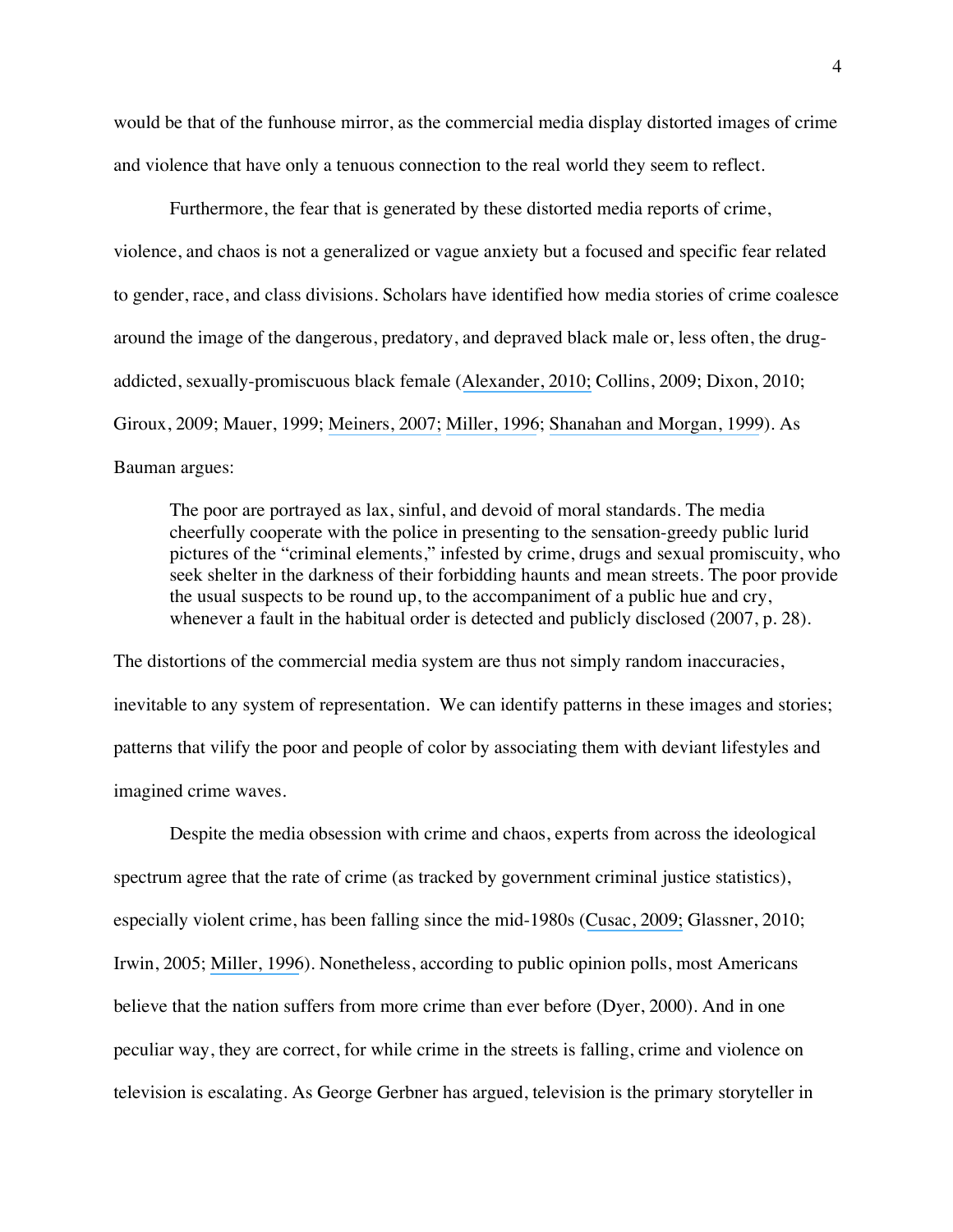would be that of the funhouse mirror, as the commercial media display distorted images of crime and violence that have only a tenuous connection to the real world they seem to reflect.

Furthermore, the fear that is generated by these distorted media reports of crime, violence, and chaos is not a generalized or vague anxiety but a focused and specific fear related to gender, race, and class divisions. Scholars have identified how media stories of crime coalesce around the image of the dangerous, predatory, and depraved black male or, less often, the drug-addicted, sexually-promiscuous black female (Alexander, 2010; Collins, 2009; Dixon, 2010; Giroux, 2009; Mauer, 1999; Meiners, 2007; Miller, 1996; Shanahan and Morgan, 1999). As Bauman argues:

> The poor are portrayed as lax, sinful, and devoid of moral standards. The media cheerfully cooperate with the police in presenting to the sensation-greedy public lurid pictures of the "criminal elements," infested by crime, drugs and sexual promiscuity, who seek shelter in the darkness of their forbidding haunts and mean streets. The poor provide the usual suspects to be round up, to the accompaniment of a public hue and cry, whenever a fault in the habitual order is detected and publicly disclosed (2007, p. 28).

The distortions of the commercial media system are thus not simply random inaccuracies, inevitable to any system of representation. We can identify patterns in these images and stories; patterns that vilify the poor and people of color by associating them with deviant lifestyles and imagined crime waves.

Despite the media obsession with crime and chaos, experts from across the ideological spectrum agree that the rate of crime (as tracked by government criminal justice statistics), especially violent crime, has been falling since the mid-1980s (Cusac, 2009; Glassner, 2010; Irwin, 2005; Miller, 1996). Nonetheless, according to public opinion polls, most Americans believe that the nation suffers from more crime than ever before (Dyer, 2000). And in one peculiar way, they are correct, for while crime in the streets is falling, crime and violence on television is escalating. As George Gerbner has argued, television is the primary storyteller in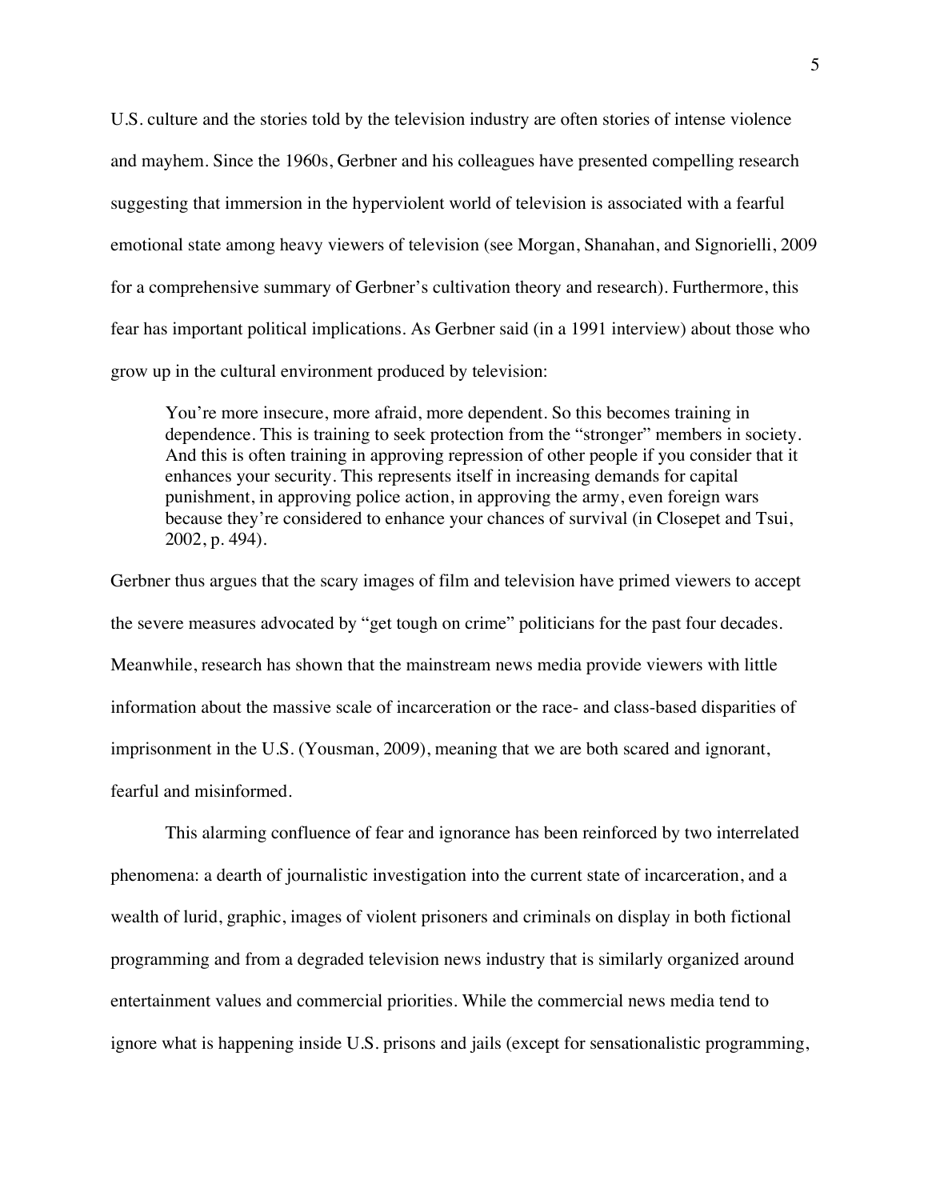U.S. culture and the stories told by the television industry are often stories of intense violence and mayhem. Since the 1960s, Gerbner and his colleagues have presented compelling research suggesting that immersion in the hyperviolent world of television is associated with a fearful emotional state among heavy viewers of television (see Morgan, Shanahan, and Signorielli, 2009 for a comprehensive summary of Gerbner's cultivation theory and research). Furthermore, this fear has important political implications. As Gerbner said (in a 1991 interview) about those who grow up in the cultural environment produced by television:

> You're more insecure, more afraid, more dependent. So this becomes training in dependence. This is training to seek protection from the "stronger" members in society. And this is often training in approving repression of other people if you consider that it enhances your security. This represents itself in increasing demands for capital punishment, in approving police action, in approving the army, even foreign wars because they're considered to enhance your chances of survival (in Closepet and Tsui, 2002, p. 494).

Gerbner thus argues that the scary images of film and television have primed viewers to accept the severe measures advocated by "get tough on crime" politicians for the past four decades. Meanwhile, research has shown that the mainstream news media provide viewers with little information about the massive scale of incarceration or the race- and class-based disparities of imprisonment in the U.S. (Yousman, 2009), meaning that we are both scared and ignorant, fearful and misinformed.

This alarming confluence of fear and ignorance has been reinforced by two interrelated phenomena: a dearth of journalistic investigation into the current state of incarceration, and a wealth of lurid, graphic, images of violent prisoners and criminals on display in both fictional programming and from a degraded television news industry that is similarly organized around entertainment values and commercial priorities. While the commercial news media tend to ignore what is happening inside U.S. prisons and jails (except for sensationalistic programming,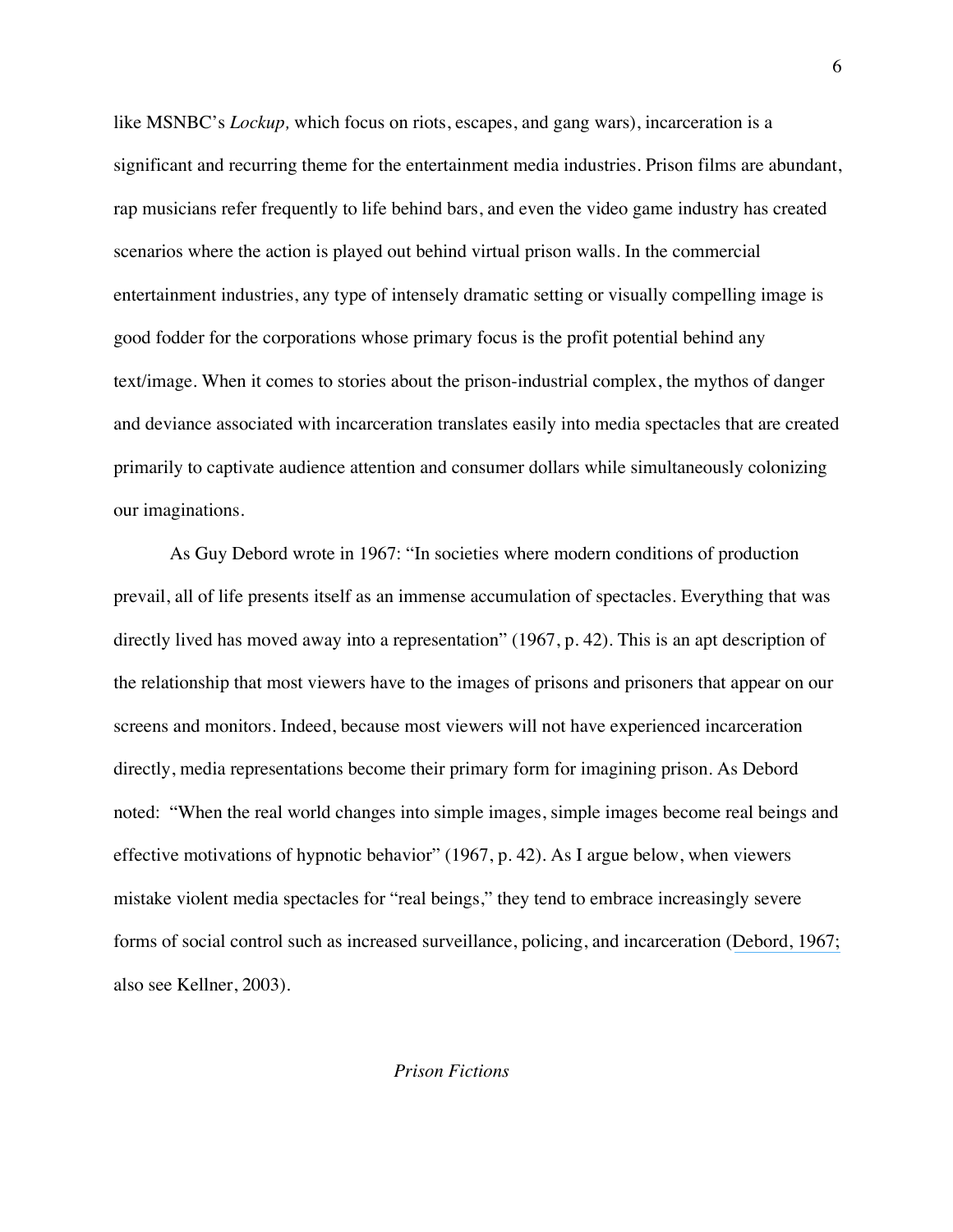like MSNBC's *Lockup,* which focus on riots, escapes, and gang wars), incarceration is a significant and recurring theme for the entertainment media industries. Prison films are abundant, rap musicians refer frequently to life behind bars, and even the video game industry has created scenarios where the action is played out behind virtual prison walls. In the commercial entertainment industries, any type of intensely dramatic setting or visually compelling image is good fodder for the corporations whose primary focus is the profit potential behind any text/image. When it comes to stories about the prison-industrial complex, the mythos of danger and deviance associated with incarceration translates easily into media spectacles that are created primarily to captivate audience attention and consumer dollars while simultaneously colonizing our imaginations.

As Guy Debord wrote in 1967: "In societies where modern conditions of production prevail, all of life presents itself as an immense accumulation of spectacles. Everything that was directly lived has moved away into a representation" (1967, p. 42). This is an apt description of the relationship that most viewers have to the images of prisons and prisoners that appear on our screens and monitors. Indeed, because most viewers will not have experienced incarceration directly, media representations become their primary form for imagining prison. As Debord noted: "When the real world changes into simple images, simple images become real beings and effective motivations of hypnotic behavior" (1967, p. 42). As I argue below, when viewers mistake violent media spectacles for "real beings," they tend to embrace increasingly severe forms of social control such as increased surveillance, policing, and incarceration (Debord, 1967; also see Kellner, 2003).

## *Prison Fictions*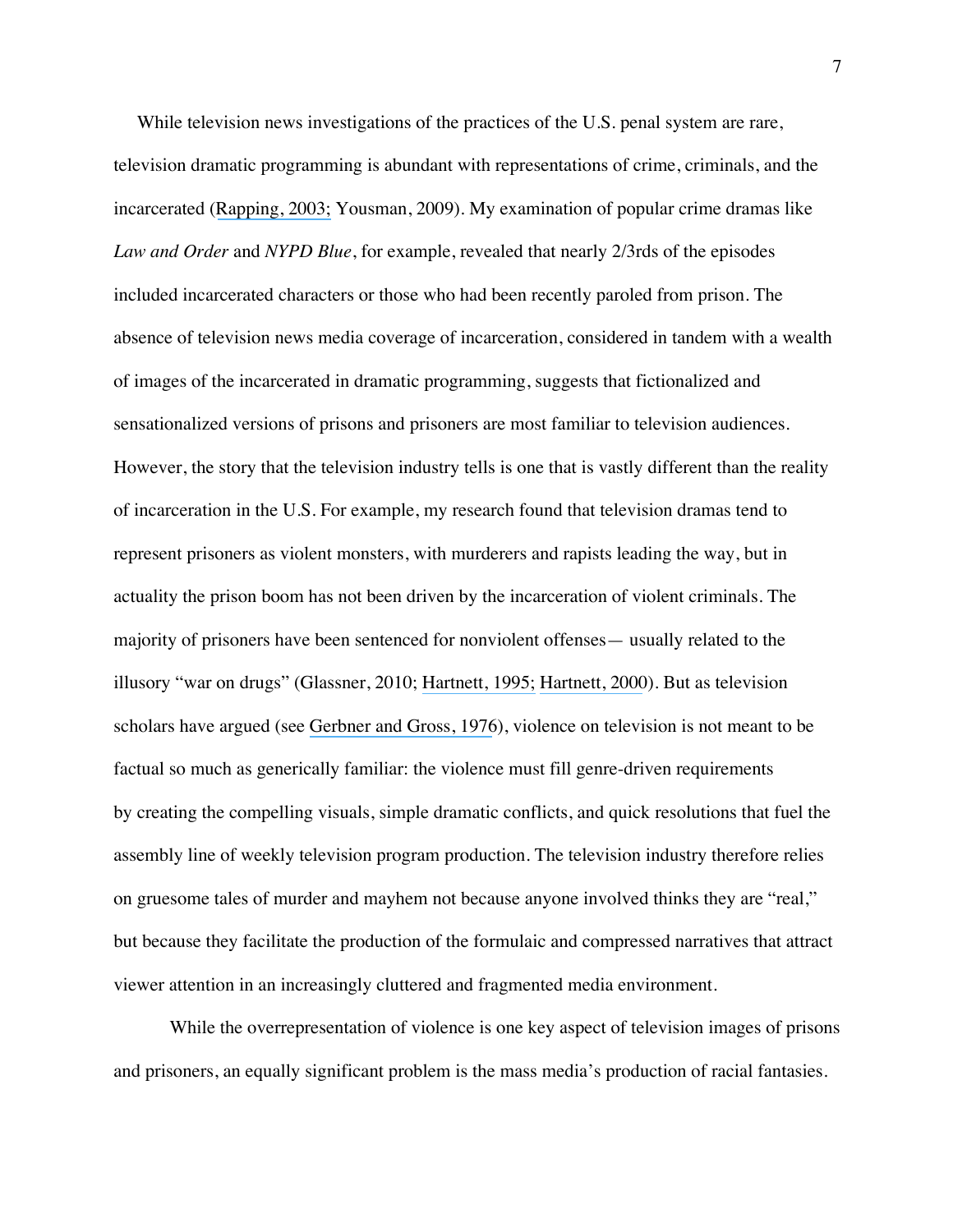While television news investigations of the practices of the U.S. penal system are rare, television dramatic programming is abundant with representations of crime, criminals, and the incarcerated (Rapping, 2003; Yousman, 2009). My examination of popular crime dramas like *Law and Order* and *NYPD Blue*, for example, revealed that nearly 2/3rds of the episodes included incarcerated characters or those who had been recently paroled from prison. The absence of television news media coverage of incarceration, considered in tandem with a wealth of images of the incarcerated in dramatic programming, suggests that fictionalized and sensationalized versions of prisons and prisoners are most familiar to television audiences. However, the story that the television industry tells is one that is vastly different than the reality of incarceration in the U.S. For example, my research found that television dramas tend to represent prisoners as violent monsters, with murderers and rapists leading the way, but in actuality the prison boom has not been driven by the incarceration of violent criminals. The majority of prisoners have been sentenced for nonviolent offenses— usually related to the illusory "war on drugs" (Glassner, 2010; Hartnett, 1995; Hartnett, 2000). But as television scholars have argued (see Gerbner and Gross, 1976), violence on television is not meant to be factual so much as generically familiar: the violence must fill genre-driven requirements by creating the compelling visuals, simple dramatic conflicts, and quick resolutions that fuel the assembly line of weekly television program production. The television industry therefore relies on gruesome tales of murder and mayhem not because anyone involved thinks they are "real," but because they facilitate the production of the formulaic and compressed narratives that attract viewer attention in an increasingly cluttered and fragmented media environment.

While the overrepresentation of violence is one key aspect of television images of prisons and prisoners, an equally significant problem is the mass media's production of racial fantasies.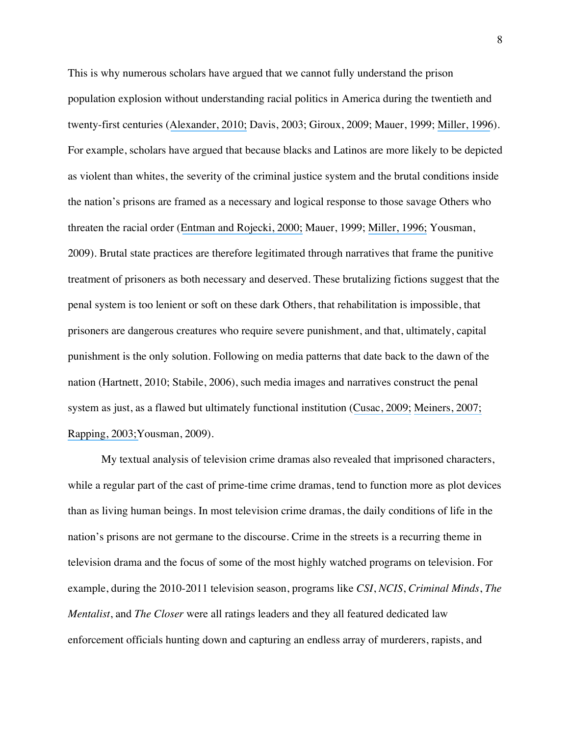This is why numerous scholars have argued that we cannot fully understand the prison population explosion without understanding racial politics in America during the twentieth and twenty-first centuries (Alexander, 2010; Davis, 2003; Giroux, 2009; Mauer, 1999; Miller, 1996). For example, scholars have argued that because blacks and Latinos are more likely to be depicted as violent than whites, the severity of the criminal justice system and the brutal conditions inside the nation's prisons are framed as a necessary and logical response to those savage Others who threaten the racial order (Entman and Rojecki, 2000; Mauer, 1999; Miller, 1996; Yousman, 2009). Brutal state practices are therefore legitimated through narratives that frame the punitive treatment of prisoners as both necessary and deserved. These brutalizing fictions suggest that the penal system is too lenient or soft on these dark Others, that rehabilitation is impossible, that prisoners are dangerous creatures who require severe punishment, and that, ultimately, capital punishment is the only solution. Following on media patterns that date back to the dawn of the nation (Hartnett, 2010; Stabile, 2006), such media images and narratives construct the penal system as just, as a flawed but ultimately functional institution (Cusac, 2009; Meiners, 2007; Rapping, 2003;Yousman, 2009).

My textual analysis of television crime dramas also revealed that imprisoned characters, while a regular part of the cast of prime-time crime dramas, tend to function more as plot devices than as living human beings. In most television crime dramas, the daily conditions of life in the nation's prisons are not germane to the discourse. Crime in the streets is a recurring theme in television drama and the focus of some of the most highly watched programs on television. For example, during the 2010-2011 television season, programs like *CSI*, *NCIS*, *Criminal Minds*, *The Mentalist*, and *The Closer* were all ratings leaders and they all featured dedicated law enforcement officials hunting down and capturing an endless array of murderers, rapists, and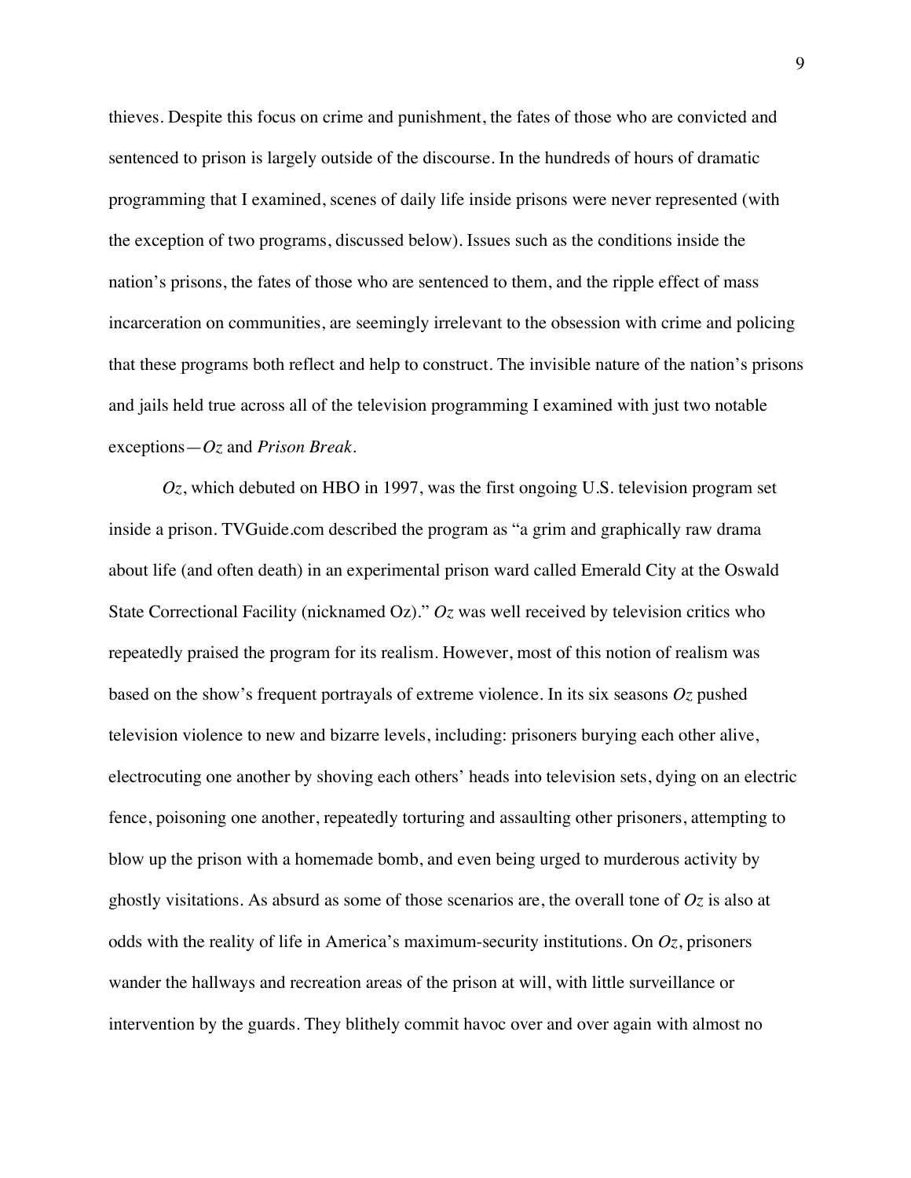thieves. Despite this focus on crime and punishment, the fates of those who are convicted and sentenced to prison is largely outside of the discourse. In the hundreds of hours of dramatic programming that I examined, scenes of daily life inside prisons were never represented (with the exception of two programs, discussed below). Issues such as the conditions inside the nation's prisons, the fates of those who are sentenced to them, and the ripple effect of mass incarceration on communities, are seemingly irrelevant to the obsession with crime and policing that these programs both reflect and help to construct. The invisible nature of the nation's prisons and jails held true across all of the television programming I examined with just two notable exceptions—*Oz* and *Prison Break*.

*Oz*, which debuted on HBO in 1997, was the first ongoing U.S. television program set inside a prison. TVGuide.com described the program as "a grim and graphically raw drama about life (and often death) in an experimental prison ward called Emerald City at the Oswald State Correctional Facility (nicknamed Oz)." *Oz* was well received by television critics who repeatedly praised the program for its realism. However, most of this notion of realism was based on the show's frequent portrayals of extreme violence. In its six seasons *Oz* pushed television violence to new and bizarre levels, including: prisoners burying each other alive, electrocuting one another by shoving each others' heads into television sets, dying on an electric fence, poisoning one another, repeatedly torturing and assaulting other prisoners, attempting to blow up the prison with a homemade bomb, and even being urged to murderous activity by ghostly visitations. As absurd as some of those scenarios are, the overall tone of *Oz* is also at odds with the reality of life in America's maximum-security institutions. On *Oz*, prisoners wander the hallways and recreation areas of the prison at will, with little surveillance or intervention by the guards. They blithely commit havoc over and over again with almost no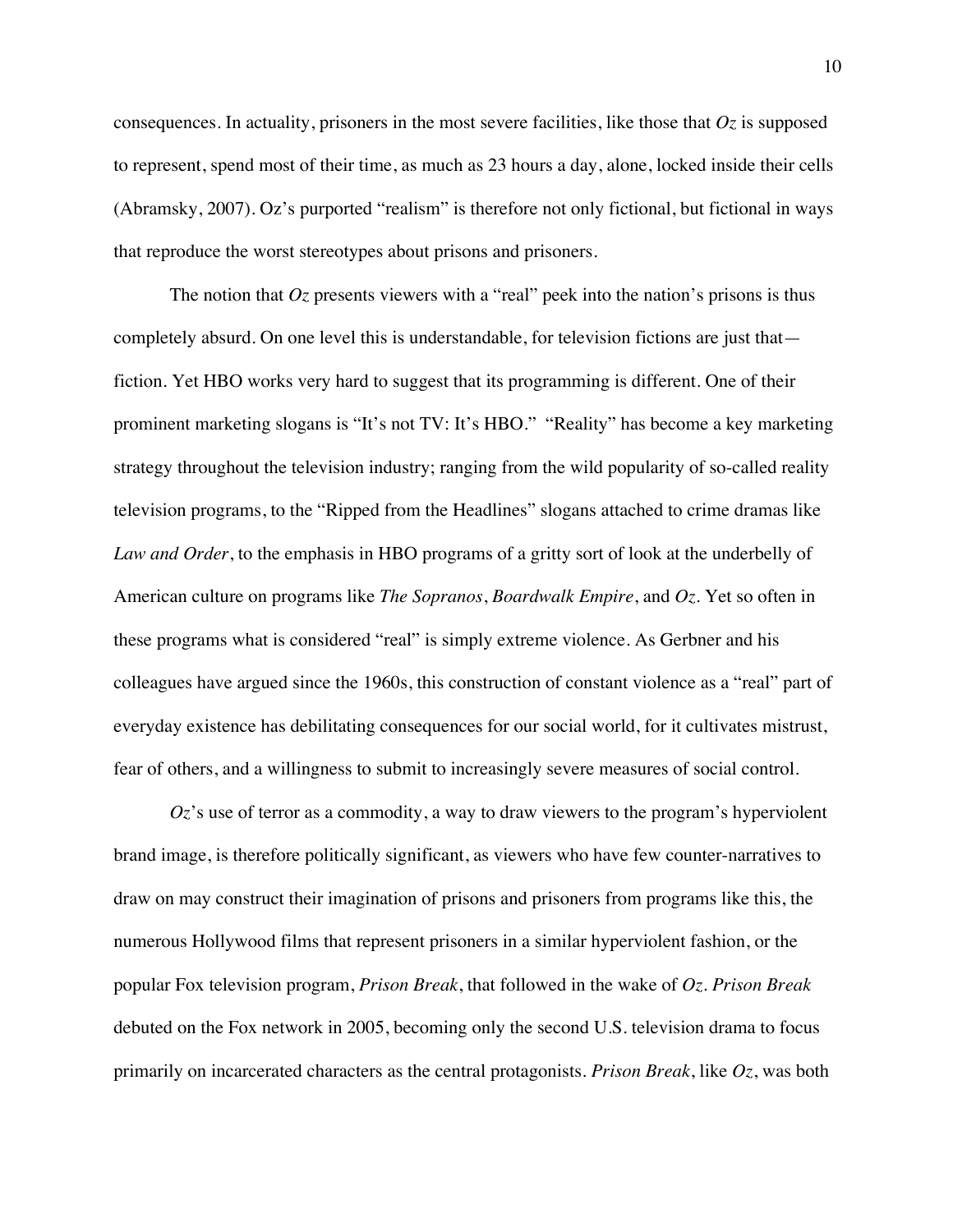consequences. In actuality, prisoners in the most severe facilities, like those that *Oz* is supposed to represent, spend most of their time, as much as 23 hours a day, alone, locked inside their cells (Abramsky, 2007). Oz's purported "realism" is therefore not only fictional, but fictional in ways that reproduce the worst stereotypes about prisons and prisoners.

The notion that *Oz* presents viewers with a "real" peek into the nation's prisons is thus completely absurd. On one level this is understandable, for television fictions are just that—fiction. Yet HBO works very hard to suggest that its programming is different. One of their prominent marketing slogans is "It's not TV: It's HBO." "Reality" has become a key marketing strategy throughout the television industry; ranging from the wild popularity of so-called reality television programs, to the "Ripped from the Headlines" slogans attached to crime dramas like *Law and Order*, to the emphasis in HBO programs of a gritty sort of look at the underbelly of American culture on programs like *The Sopranos*, *Boardwalk Empire*, and *Oz*. Yet so often in these programs what is considered "real" is simply extreme violence. As Gerbner and his colleagues have argued since the 1960s, this construction of constant violence as a "real" part of everyday existence has debilitating consequences for our social world, for it cultivates mistrust, fear of others, and a willingness to submit to increasingly severe measures of social control.

*Oz*'s use of terror as a commodity, a way to draw viewers to the program's hyperviolent brand image, is therefore politically significant, as viewers who have few counter-narratives to draw on may construct their imagination of prisons and prisoners from programs like this, the numerous Hollywood films that represent prisoners in a similar hyperviolent fashion, or the popular Fox television program, *Prison Break*, that followed in the wake of *Oz*. *Prison Break* debuted on the Fox network in 2005, becoming only the second U.S. television drama to focus primarily on incarcerated characters as the central protagonists. *Prison Break*, like *Oz*, was both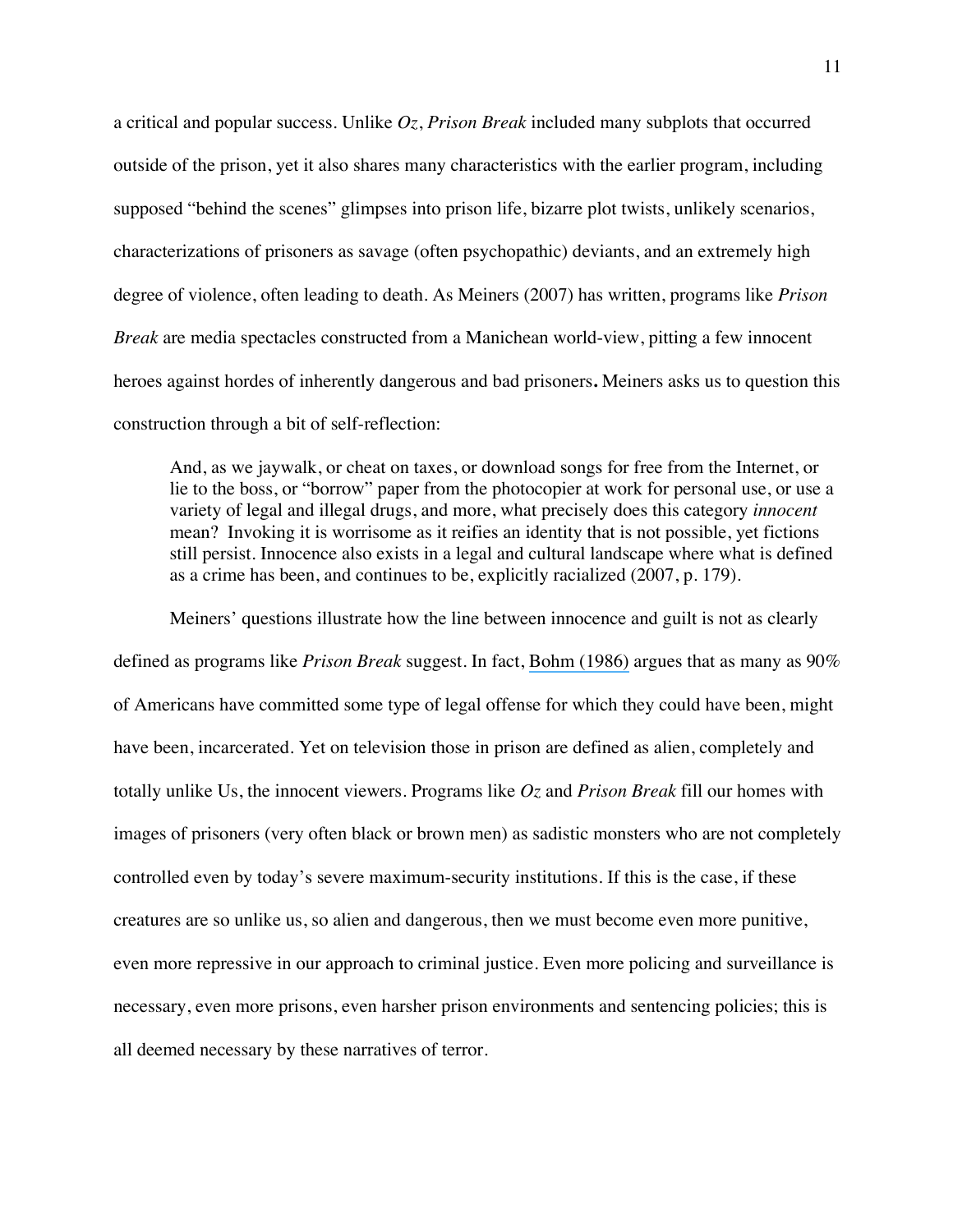a critical and popular success. Unlike *Oz*, *Prison Break* included many subplots that occurred outside of the prison, yet it also shares many characteristics with the earlier program, including supposed "behind the scenes" glimpses into prison life, bizarre plot twists, unlikely scenarios, characterizations of prisoners as savage (often psychopathic) deviants, and an extremely high degree of violence, often leading to death. As Meiners (2007) has written, programs like *Prison Break* are media spectacles constructed from a Manichean world-view, pitting a few innocent heroes against hordes of inherently dangerous and bad prisoners**.** Meiners asks us to question this construction through a bit of self-reflection:

> And, as we jaywalk, or cheat on taxes, or download songs for free from the Internet, or lie to the boss, or "borrow" paper from the photocopier at work for personal use, or use a variety of legal and illegal drugs, and more, what precisely does this category *innocent* mean? Invoking it is worrisome as it reifies an identity that is not possible, yet fictions still persist. Innocence also exists in a legal and cultural landscape where what is defined as a crime has been, and continues to be, explicitly racialized (2007, p. 179).

Meiners' questions illustrate how the line between innocence and guilt is not as clearly defined as programs like *Prison Break* suggest. In fact, Bohm (1986) argues that as many as 90% of Americans have committed some type of legal offense for which they could have been, might have been, incarcerated. Yet on television those in prison are defined as alien, completely and totally unlike Us, the innocent viewers. Programs like *Oz* and *Prison Break* fill our homes with images of prisoners (very often black or brown men) as sadistic monsters who are not completely controlled even by today's severe maximum-security institutions. If this is the case, if these creatures are so unlike us, so alien and dangerous, then we must become even more punitive, even more repressive in our approach to criminal justice. Even more policing and surveillance is necessary, even more prisons, even harsher prison environments and sentencing policies; this is all deemed necessary by these narratives of terror.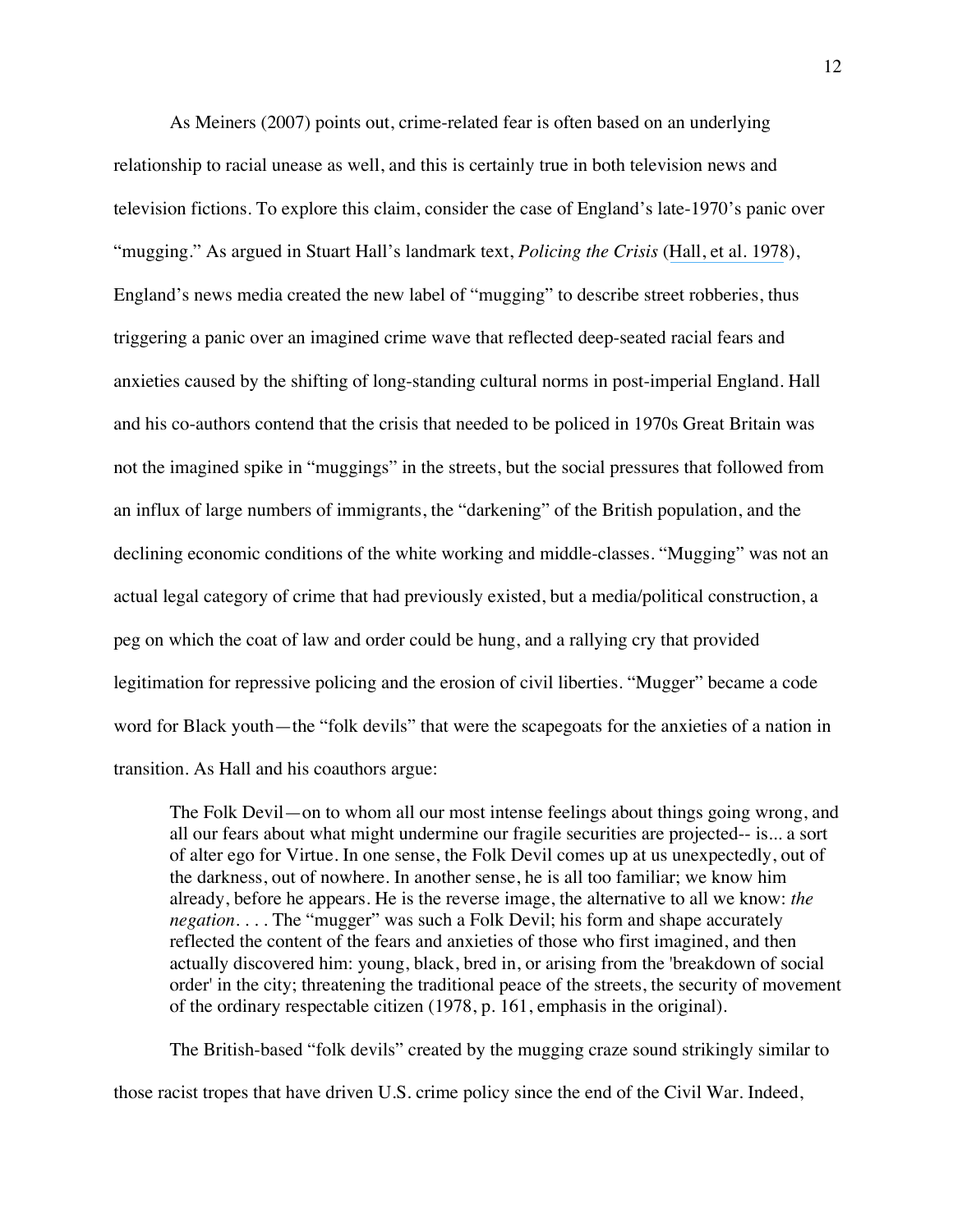As Meiners (2007) points out, crime-related fear is often based on an underlying relationship to racial unease as well, and this is certainly true in both television news and television fictions. To explore this claim, consider the case of England's late-1970's panic over "mugging." As argued in Stuart Hall's landmark text, *Policing the Crisis* (Hall, et al. 1978), England's news media created the new label of "mugging" to describe street robberies, thus triggering a panic over an imagined crime wave that reflected deep-seated racial fears and anxieties caused by the shifting of long-standing cultural norms in post-imperial England. Hall and his co-authors contend that the crisis that needed to be policed in 1970s Great Britain was not the imagined spike in "muggings" in the streets, but the social pressures that followed from an influx of large numbers of immigrants, the "darkening" of the British population, and the declining economic conditions of the white working and middle-classes. "Mugging" was not an actual legal category of crime that had previously existed, but a media/political construction, a peg on which the coat of law and order could be hung, and a rallying cry that provided legitimation for repressive policing and the erosion of civil liberties. "Mugger" became a code word for Black youth—the "folk devils" that were the scapegoats for the anxieties of a nation in transition. As Hall and his coauthors argue:

> The Folk Devil—on to whom all our most intense feelings about things going wrong, and all our fears about what might undermine our fragile securities are projected-- is... a sort of alter ego for Virtue. In one sense, the Folk Devil comes up at us unexpectedly, out of the darkness, out of nowhere. In another sense, he is all too familiar; we know him already, before he appears. He is the reverse image, the alternative to all we know: *the negation*. . . . The "mugger" was such a Folk Devil; his form and shape accurately reflected the content of the fears and anxieties of those who first imagined, and then actually discovered him: young, black, bred in, or arising from the 'breakdown of social order' in the city; threatening the traditional peace of the streets, the security of movement of the ordinary respectable citizen (1978, p. 161, emphasis in the original).

The British-based "folk devils" created by the mugging craze sound strikingly similar to those racist tropes that have driven U.S. crime policy since the end of the Civil War. Indeed,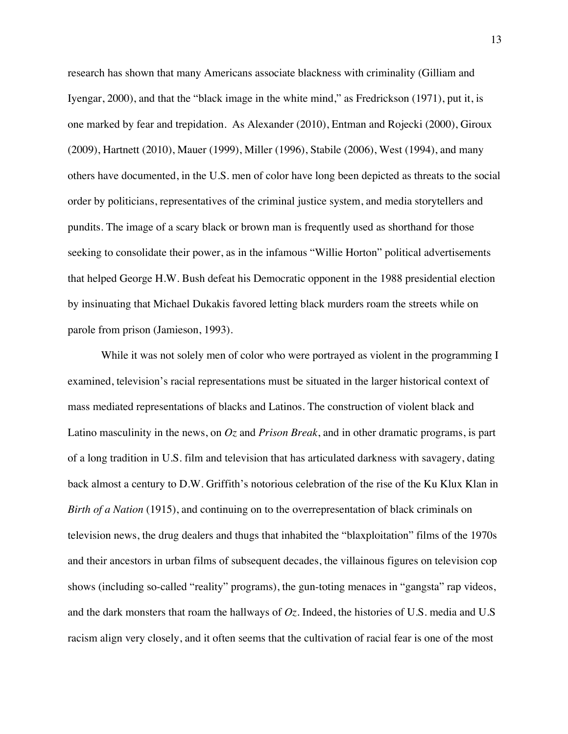research has shown that many Americans associate blackness with criminality (Gilliam and Iyengar, 2000), and that the "black image in the white mind," as Fredrickson (1971), put it, is one marked by fear and trepidation.  As Alexander (2010), Entman and Rojecki (2000), Giroux (2009), Hartnett (2010), Mauer (1999), Miller (1996), Stabile (2006), West (1994), and many others have documented, in the U.S. men of color have long been depicted as threats to the social order by politicians, representatives of the criminal justice system, and media storytellers and pundits. The image of a scary black or brown man is frequently used as shorthand for those seeking to consolidate their power, as in the infamous "Willie Horton" political advertisements that helped George H.W. Bush defeat his Democratic opponent in the 1988 presidential election by insinuating that Michael Dukakis favored letting black murders roam the streets while on parole from prison (Jamieson, 1993).

While it was not solely men of color who were portrayed as violent in the programming I examined, television's racial representations must be situated in the larger historical context of mass mediated representations of blacks and Latinos. The construction of violent black and Latino masculinity in the news, on *Oz* and *Prison Break*, and in other dramatic programs, is part of a long tradition in U.S. film and television that has articulated darkness with savagery, dating back almost a century to D.W. Griffith's notorious celebration of the rise of the Ku Klux Klan in *Birth of a Nation* (1915), and continuing on to the overrepresentation of black criminals on television news, the drug dealers and thugs that inhabited the "blaxploitation" films of the 1970s and their ancestors in urban films of subsequent decades, the villainous figures on television cop shows (including so-called "reality" programs), the gun-toting menaces in "gangsta" rap videos, and the dark monsters that roam the hallways of *Oz*. Indeed, the histories of U.S. media and U.S racism align very closely, and it often seems that the cultivation of racial fear is one of the most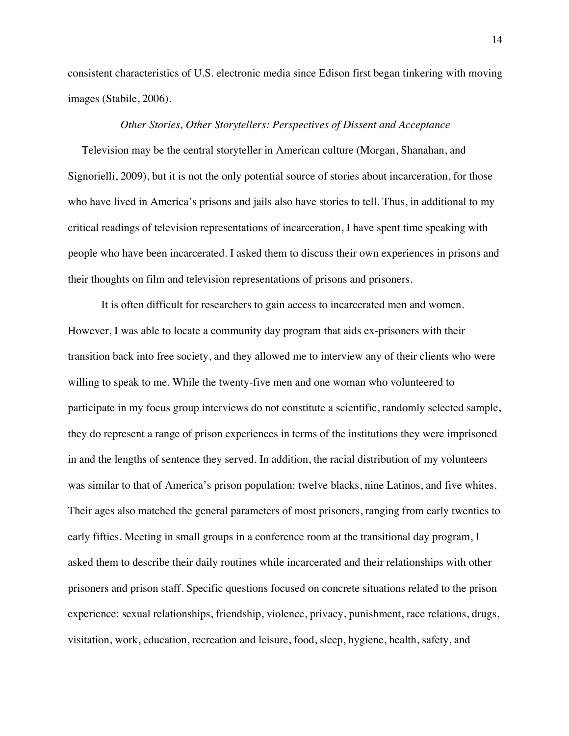consistent characteristics of U.S. electronic media since Edison first began tinkering with moving images (Stabile, 2006).

### *Other Stories, Other Storytellers: Perspectives of Dissent and Acceptance*

Television may be the central storyteller in American culture (Morgan, Shanahan, and Signorielli, 2009), but it is not the only potential source of stories about incarceration, for those who have lived in America's prisons and jails also have stories to tell. Thus, in additional to my critical readings of television representations of incarceration, I have spent time speaking with people who have been incarcerated. I asked them to discuss their own experiences in prisons and their thoughts on film and television representations of prisons and prisoners.

It is often difficult for researchers to gain access to incarcerated men and women. However, I was able to locate a community day program that aids ex-prisoners with their transition back into free society, and they allowed me to interview any of their clients who were willing to speak to me. While the twenty-five men and one woman who volunteered to participate in my focus group interviews do not constitute a scientific, randomly selected sample, they do represent a range of prison experiences in terms of the institutions they were imprisoned in and the lengths of sentence they served. In addition, the racial distribution of my volunteers was similar to that of America's prison population: twelve blacks, nine Latinos, and five whites. Their ages also matched the general parameters of most prisoners, ranging from early twenties to early fifties. Meeting in small groups in a conference room at the transitional day program, I asked them to describe their daily routines while incarcerated and their relationships with other prisoners and prison staff. Specific questions focused on concrete situations related to the prison experience: sexual relationships, friendship, violence, privacy, punishment, race relations, drugs, visitation, work, education, recreation and leisure, food, sleep, hygiene, health, safety, and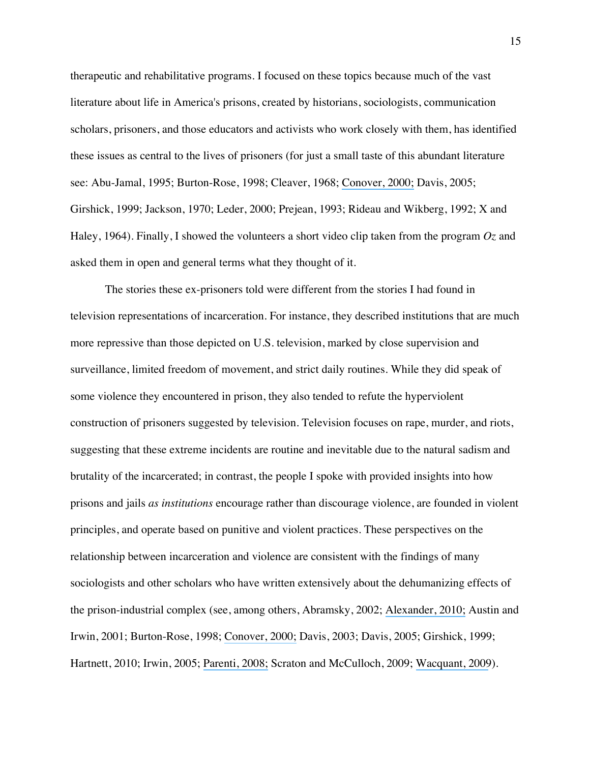therapeutic and rehabilitative programs. I focused on these topics because much of the vast literature about life in America's prisons, created by historians, sociologists, communication scholars, prisoners, and those educators and activists who work closely with them, has identified these issues as central to the lives of prisoners (for just a small taste of this abundant literature see: Abu-Jamal, 1995; Burton-Rose, 1998; Cleaver, 1968; Conover, 2000; Davis, 2005; Girshick, 1999; Jackson, 1970; Leder, 2000; Prejean, 1993; Rideau and Wikberg, 1992; X and Haley, 1964). Finally, I showed the volunteers a short video clip taken from the program *Oz* and asked them in open and general terms what they thought of it.

The stories these ex-prisoners told were different from the stories I had found in television representations of incarceration. For instance, they described institutions that are much more repressive than those depicted on U.S. television, marked by close supervision and surveillance, limited freedom of movement, and strict daily routines. While they did speak of some violence they encountered in prison, they also tended to refute the hyperviolent construction of prisoners suggested by television. Television focuses on rape, murder, and riots, suggesting that these extreme incidents are routine and inevitable due to the natural sadism and brutality of the incarcerated; in contrast, the people I spoke with provided insights into how prisons and jails *as institutions* encourage rather than discourage violence, are founded in violent principles, and operate based on punitive and violent practices. These perspectives on the relationship between incarceration and violence are consistent with the findings of many sociologists and other scholars who have written extensively about the dehumanizing effects of the prison-industrial complex (see, among others, Abramsky, 2002; Alexander, 2010; Austin and Irwin, 2001; Burton-Rose, 1998; Conover, 2000; Davis, 2003; Davis, 2005; Girshick, 1999; Hartnett, 2010; Irwin, 2005; Parenti, 2008; Scraton and McCulloch, 2009; Wacquant, 2009).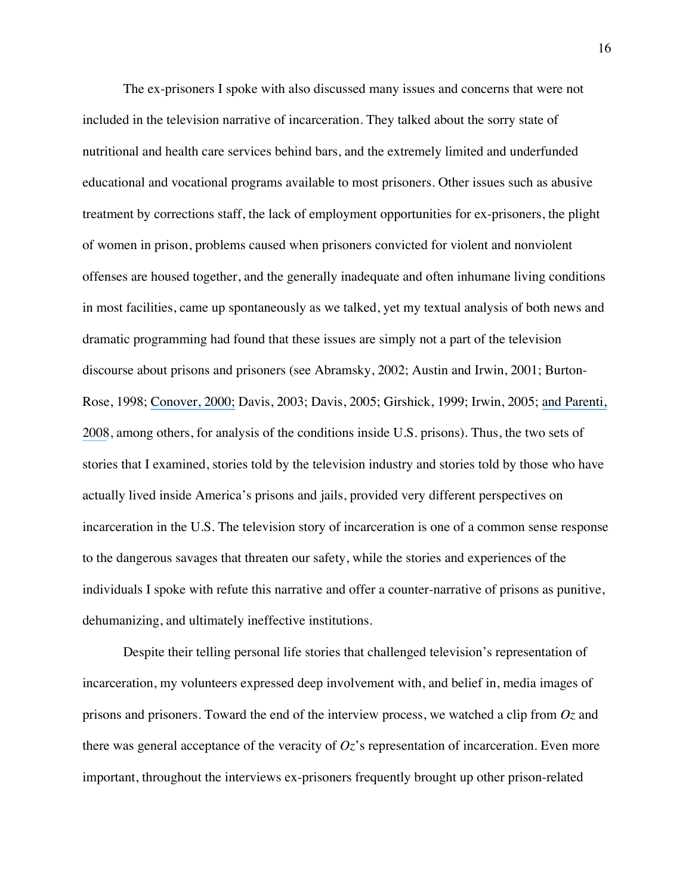The ex-prisoners I spoke with also discussed many issues and concerns that were not included in the television narrative of incarceration. They talked about the sorry state of nutritional and health care services behind bars, and the extremely limited and underfunded educational and vocational programs available to most prisoners. Other issues such as abusive treatment by corrections staff, the lack of employment opportunities for ex-prisoners, the plight of women in prison, problems caused when prisoners convicted for violent and nonviolent offenses are housed together, and the generally inadequate and often inhumane living conditions in most facilities, came up spontaneously as we talked, yet my textual analysis of both news and dramatic programming had found that these issues are simply not a part of the television discourse about prisons and prisoners (see Abramsky, 2002; Austin and Irwin, 2001; Burton-Rose, 1998; Conover, 2000; Davis, 2003; Davis, 2005; Girshick, 1999; Irwin, 2005; and Parenti, 2008, among others, for analysis of the conditions inside U.S. prisons). Thus, the two sets of stories that I examined, stories told by the television industry and stories told by those who have actually lived inside America's prisons and jails, provided very different perspectives on incarceration in the U.S. The television story of incarceration is one of a common sense response to the dangerous savages that threaten our safety, while the stories and experiences of the individuals I spoke with refute this narrative and offer a counter-narrative of prisons as punitive, dehumanizing, and ultimately ineffective institutions.

Despite their telling personal life stories that challenged television's representation of incarceration, my volunteers expressed deep involvement with, and belief in, media images of prisons and prisoners. Toward the end of the interview process, we watched a clip from *Oz* and there was general acceptance of the veracity of *Oz*'s representation of incarceration. Even more important, throughout the interviews ex-prisoners frequently brought up other prison-related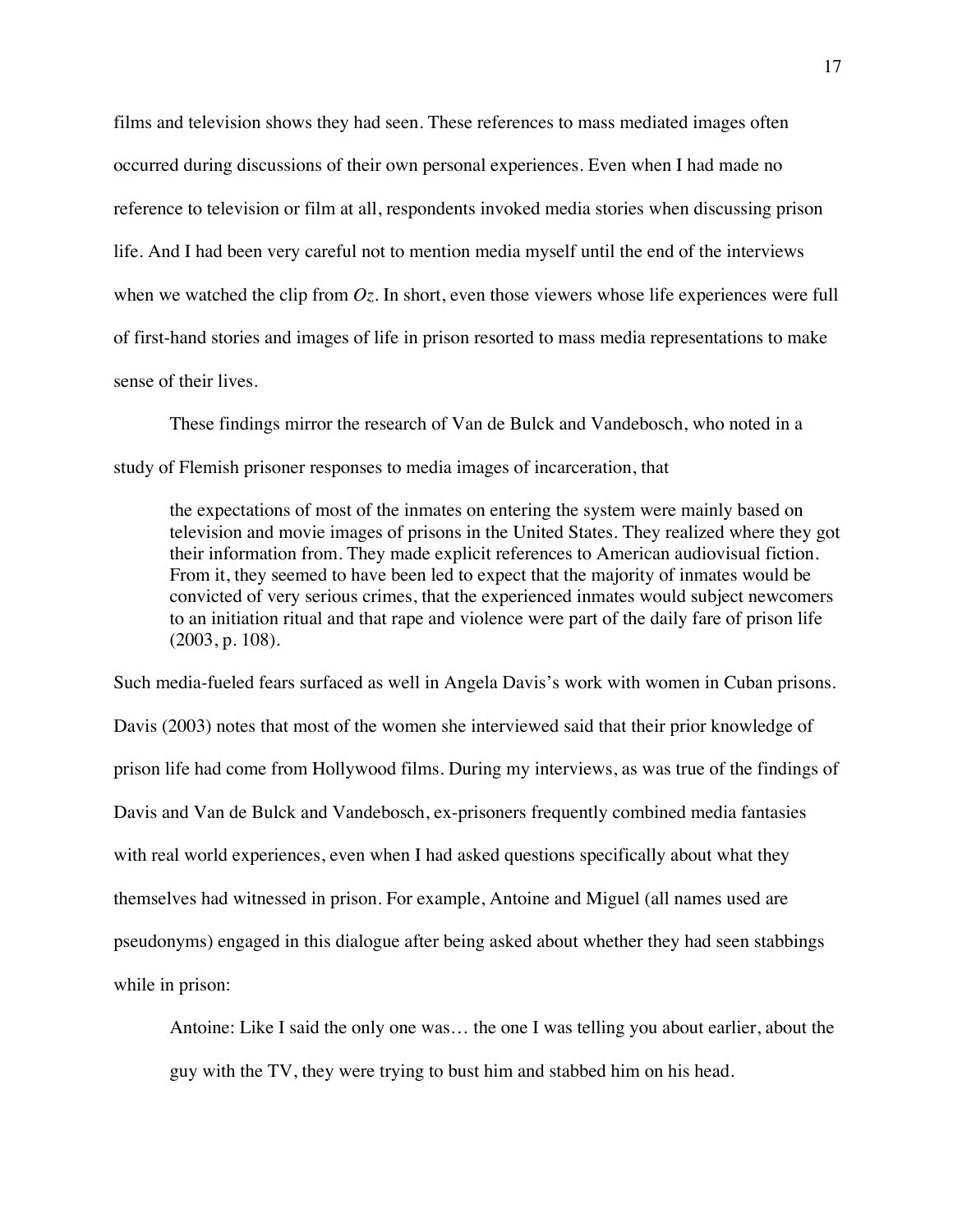films and television shows they had seen. These references to mass mediated images often occurred during discussions of their own personal experiences. Even when I had made no reference to television or film at all, respondents invoked media stories when discussing prison life. And I had been very careful not to mention media myself until the end of the interviews when we watched the clip from *Oz*. In short, even those viewers whose life experiences were full of first-hand stories and images of life in prison resorted to mass media representations to make sense of their lives.

These findings mirror the research of Van de Bulck and Vandebosch, who noted in a study of Flemish prisoner responses to media images of incarceration, that

> the expectations of most of the inmates on entering the system were mainly based on television and movie images of prisons in the United States. They realized where they got their information from. They made explicit references to American audiovisual fiction. From it, they seemed to have been led to expect that the majority of inmates would be convicted of very serious crimes, that the experienced inmates would subject newcomers to an initiation ritual and that rape and violence were part of the daily fare of prison life (2003, p. 108).

Such media-fueled fears surfaced as well in Angela Davis's work with women in Cuban prisons. Davis (2003) notes that most of the women she interviewed said that their prior knowledge of prison life had come from Hollywood films. During my interviews, as was true of the findings of Davis and Van de Bulck and Vandebosch, ex-prisoners frequently combined media fantasies with real world experiences, even when I had asked questions specifically about what they themselves had witnessed in prison. For example, Antoine and Miguel (all names used are pseudonyms) engaged in this dialogue after being asked about whether they had seen stabbings while in prison:

> Antoine: Like I said the only one was… the one I was telling you about earlier, about the guy with the TV, they were trying to bust him and stabbed him on his head.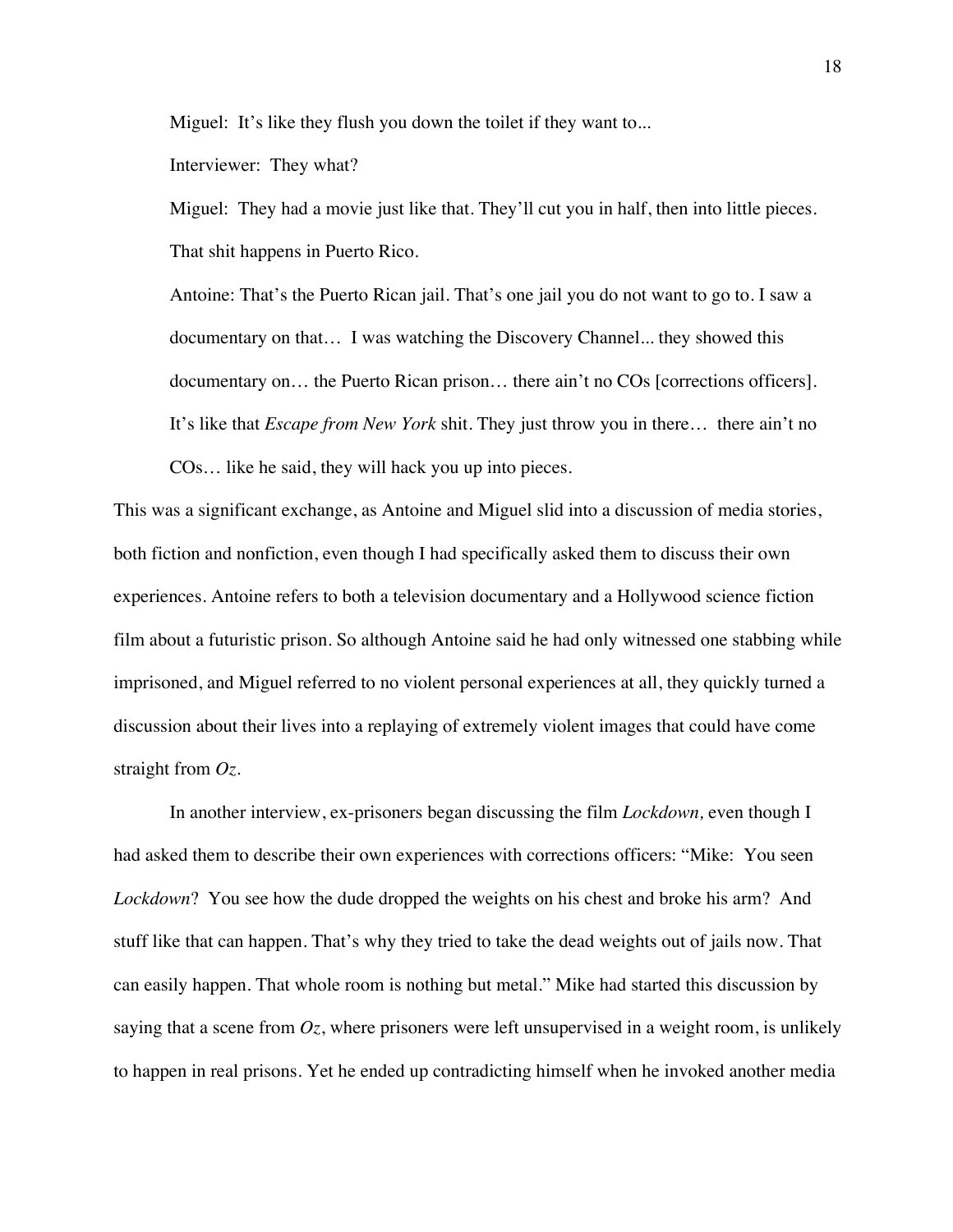Miguel: It's like they flush you down the toilet if they want to...

Interviewer: They what?

Miguel: They had a movie just like that. They'll cut you in half, then into little pieces. That shit happens in Puerto Rico.

Antoine: That's the Puerto Rican jail. That's one jail you do not want to go to. I saw a documentary on that… I was watching the Discovery Channel... they showed this documentary on… the Puerto Rican prison… there ain't no COs [corrections officers]. It's like that *Escape from New York* shit. They just throw you in there… there ain't no COs… like he said, they will hack you up into pieces.

This was a significant exchange, as Antoine and Miguel slid into a discussion of media stories, both fiction and nonfiction, even though I had specifically asked them to discuss their own experiences. Antoine refers to both a television documentary and a Hollywood science fiction film about a futuristic prison. So although Antoine said he had only witnessed one stabbing while imprisoned, and Miguel referred to no violent personal experiences at all, they quickly turned a discussion about their lives into a replaying of extremely violent images that could have come straight from *Oz*.

In another interview, ex-prisoners began discussing the film *Lockdown,* even though I had asked them to describe their own experiences with corrections officers: "Mike: You seen *Lockdown*? You see how the dude dropped the weights on his chest and broke his arm? And stuff like that can happen. That's why they tried to take the dead weights out of jails now. That can easily happen. That whole room is nothing but metal." Mike had started this discussion by saying that a scene from *Oz*, where prisoners were left unsupervised in a weight room, is unlikely to happen in real prisons. Yet he ended up contradicting himself when he invoked another media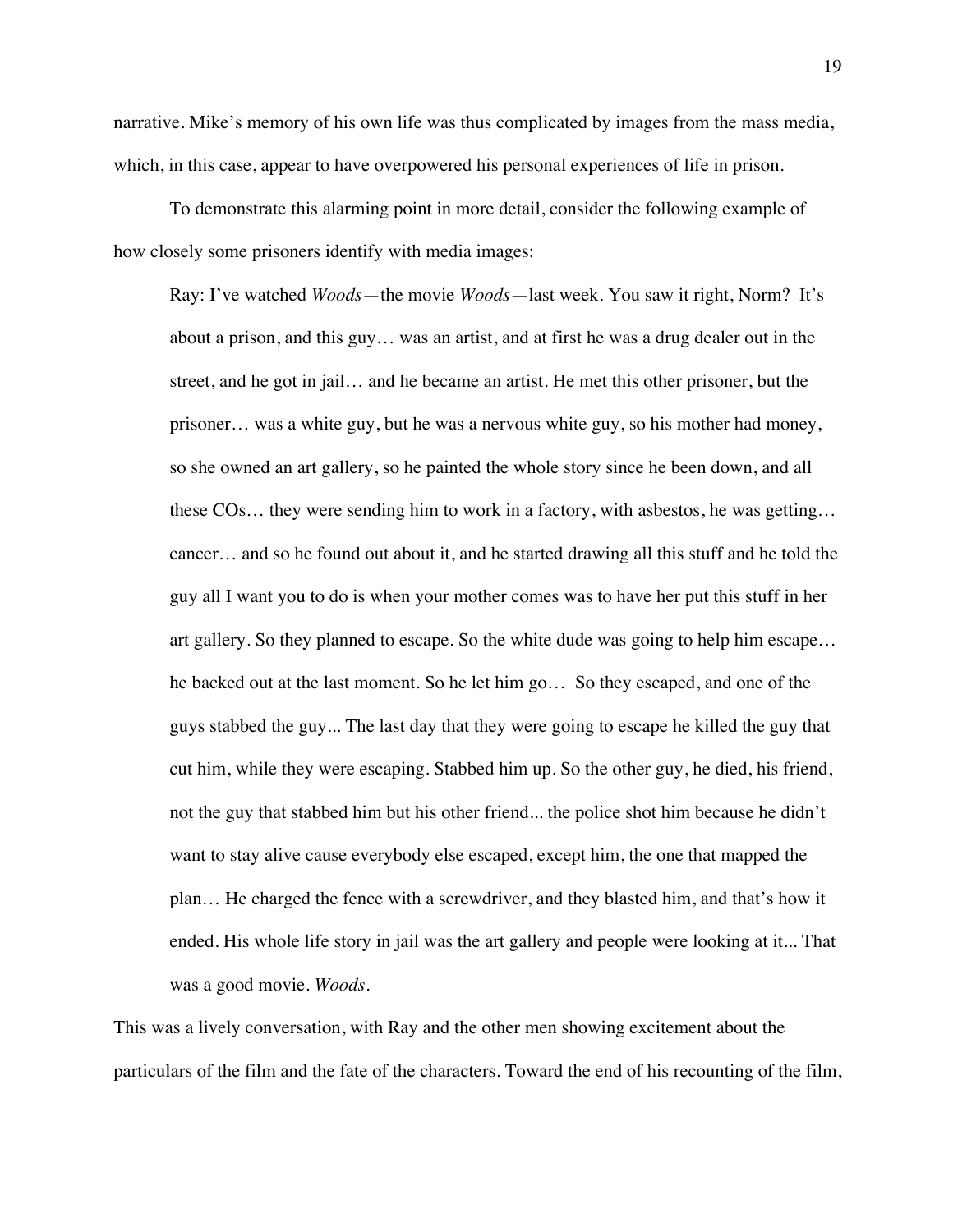narrative. Mike's memory of his own life was thus complicated by images from the mass media, which, in this case, appear to have overpowered his personal experiences of life in prison.

To demonstrate this alarming point in more detail, consider the following example of how closely some prisoners identify with media images:

> Ray: I've watched *Woods*—the movie *Woods*—last week. You saw it right, Norm? It's about a prison, and this guy… was an artist, and at first he was a drug dealer out in the street, and he got in jail… and he became an artist. He met this other prisoner, but the prisoner… was a white guy, but he was a nervous white guy, so his mother had money, so she owned an art gallery, so he painted the whole story since he been down, and all these COs… they were sending him to work in a factory, with asbestos, he was getting… cancer… and so he found out about it, and he started drawing all this stuff and he told the guy all I want you to do is when your mother comes was to have her put this stuff in her art gallery. So they planned to escape. So the white dude was going to help him escape… he backed out at the last moment. So he let him go… So they escaped, and one of the guys stabbed the guy... The last day that they were going to escape he killed the guy that cut him, while they were escaping. Stabbed him up. So the other guy, he died, his friend, not the guy that stabbed him but his other friend... the police shot him because he didn't want to stay alive cause everybody else escaped, except him, the one that mapped the plan… He charged the fence with a screwdriver, and they blasted him, and that's how it ended. His whole life story in jail was the art gallery and people were looking at it... That was a good movie. *Woods*.

This was a lively conversation, with Ray and the other men showing excitement about the particulars of the film and the fate of the characters. Toward the end of his recounting of the film,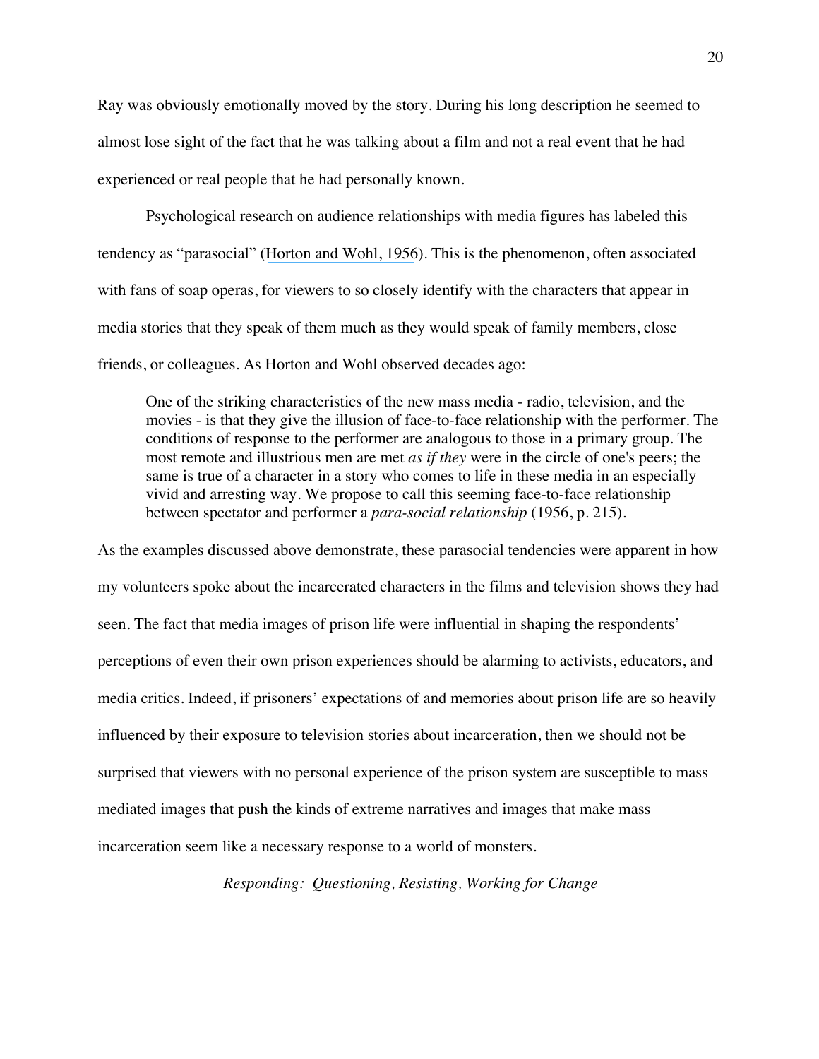Ray was obviously emotionally moved by the story. During his long description he seemed to almost lose sight of the fact that he was talking about a film and not a real event that he had experienced or real people that he had personally known.

Psychological research on audience relationships with media figures has labeled this tendency as "parasocial" (Horton and Wohl, 1956). This is the phenomenon, often associated with fans of soap operas, for viewers to so closely identify with the characters that appear in media stories that they speak of them much as they would speak of family members, close friends, or colleagues. As Horton and Wohl observed decades ago:

> One of the striking characteristics of the new mass media - radio, television, and the movies - is that they give the illusion of face-to-face relationship with the performer. The conditions of response to the performer are analogous to those in a primary group. The most remote and illustrious men are met *as if they* were in the circle of one's peers; the same is true of a character in a story who comes to life in these media in an especially vivid and arresting way. We propose to call this seeming face-to-face relationship between spectator and performer a *para-social relationship* (1956, p. 215).

As the examples discussed above demonstrate, these parasocial tendencies were apparent in how my volunteers spoke about the incarcerated characters in the films and television shows they had seen. The fact that media images of prison life were influential in shaping the respondents' perceptions of even their own prison experiences should be alarming to activists, educators, and media critics. Indeed, if prisoners' expectations of and memories about prison life are so heavily influenced by their exposure to television stories about incarceration, then we should not be surprised that viewers with no personal experience of the prison system are susceptible to mass mediated images that push the kinds of extreme narratives and images that make mass incarceration seem like a necessary response to a world of monsters.

### *Responding: Questioning, Resisting, Working for Change*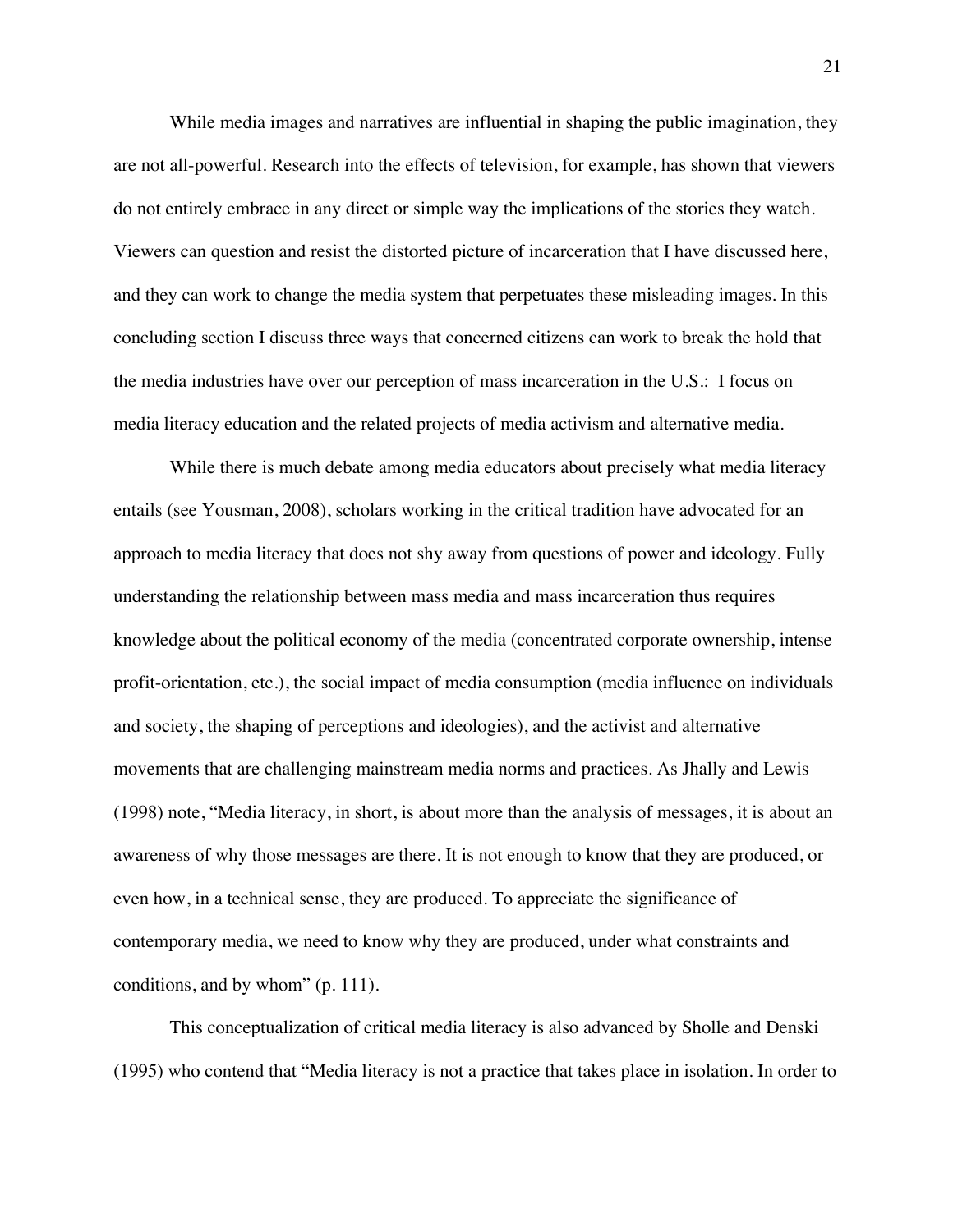While media images and narratives are influential in shaping the public imagination, they are not all-powerful. Research into the effects of television, for example, has shown that viewers do not entirely embrace in any direct or simple way the implications of the stories they watch. Viewers can question and resist the distorted picture of incarceration that I have discussed here, and they can work to change the media system that perpetuates these misleading images. In this concluding section I discuss three ways that concerned citizens can work to break the hold that the media industries have over our perception of mass incarceration in the U.S.: I focus on media literacy education and the related projects of media activism and alternative media.

While there is much debate among media educators about precisely what media literacy entails (see Yousman, 2008), scholars working in the critical tradition have advocated for an approach to media literacy that does not shy away from questions of power and ideology. Fully understanding the relationship between mass media and mass incarceration thus requires knowledge about the political economy of the media (concentrated corporate ownership, intense profit-orientation, etc.), the social impact of media consumption (media influence on individuals and society, the shaping of perceptions and ideologies), and the activist and alternative movements that are challenging mainstream media norms and practices. As Jhally and Lewis (1998) note, "Media literacy, in short, is about more than the analysis of messages, it is about an awareness of why those messages are there. It is not enough to know that they are produced, or even how, in a technical sense, they are produced. To appreciate the significance of contemporary media, we need to know why they are produced, under what constraints and conditions, and by whom" (p. 111).

This conceptualization of critical media literacy is also advanced by Sholle and Denski (1995) who contend that "Media literacy is not a practice that takes place in isolation. In order to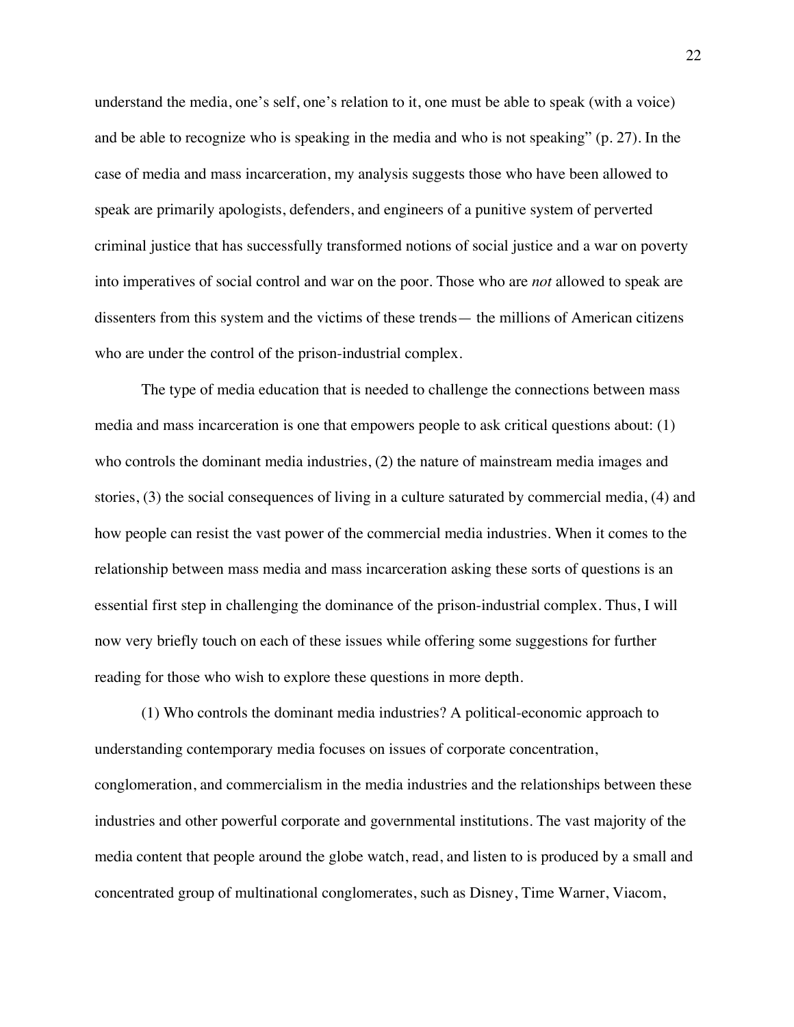understand the media, one's self, one's relation to it, one must be able to speak (with a voice) and be able to recognize who is speaking in the media and who is not speaking" (p. 27). In the case of media and mass incarceration, my analysis suggests those who have been allowed to speak are primarily apologists, defenders, and engineers of a punitive system of perverted criminal justice that has successfully transformed notions of social justice and a war on poverty into imperatives of social control and war on the poor. Those who are *not* allowed to speak are dissenters from this system and the victims of these trends— the millions of American citizens who are under the control of the prison-industrial complex.

The type of media education that is needed to challenge the connections between mass media and mass incarceration is one that empowers people to ask critical questions about: (1) who controls the dominant media industries, (2) the nature of mainstream media images and stories, (3) the social consequences of living in a culture saturated by commercial media, (4) and how people can resist the vast power of the commercial media industries. When it comes to the relationship between mass media and mass incarceration asking these sorts of questions is an essential first step in challenging the dominance of the prison-industrial complex. Thus, I will now very briefly touch on each of these issues while offering some suggestions for further reading for those who wish to explore these questions in more depth.

(1) Who controls the dominant media industries? A political-economic approach to understanding contemporary media focuses on issues of corporate concentration, conglomeration, and commercialism in the media industries and the relationships between these industries and other powerful corporate and governmental institutions. The vast majority of the media content that people around the globe watch, read, and listen to is produced by a small and concentrated group of multinational conglomerates, such as Disney, Time Warner, Viacom,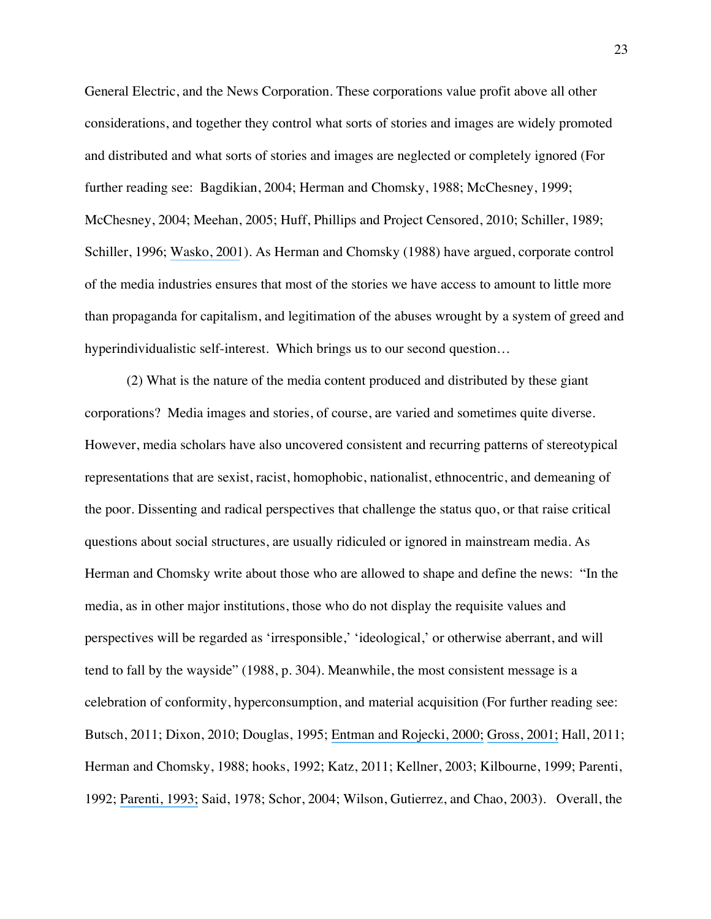General Electric, and the News Corporation. These corporations value profit above all other considerations, and together they control what sorts of stories and images are widely promoted and distributed and what sorts of stories and images are neglected or completely ignored (For further reading see: Bagdikian, 2004; Herman and Chomsky, 1988; McChesney, 1999; McChesney, 2004; Meehan, 2005; Huff, Phillips and Project Censored, 2010; Schiller, 1989; Schiller, 1996; Wasko, 2001). As Herman and Chomsky (1988) have argued, corporate control of the media industries ensures that most of the stories we have access to amount to little more than propaganda for capitalism, and legitimation of the abuses wrought by a system of greed and hyperindividualistic self-interest. Which brings us to our second question…

(2) What is the nature of the media content produced and distributed by these giant corporations? Media images and stories, of course, are varied and sometimes quite diverse. However, media scholars have also uncovered consistent and recurring patterns of stereotypical representations that are sexist, racist, homophobic, nationalist, ethnocentric, and demeaning of the poor. Dissenting and radical perspectives that challenge the status quo, or that raise critical questions about social structures, are usually ridiculed or ignored in mainstream media. As Herman and Chomsky write about those who are allowed to shape and define the news: "In the media, as in other major institutions, those who do not display the requisite values and perspectives will be regarded as 'irresponsible,' 'ideological,' or otherwise aberrant, and will tend to fall by the wayside" (1988, p. 304). Meanwhile, the most consistent message is a celebration of conformity, hyperconsumption, and material acquisition (For further reading see: Butsch, 2011; Dixon, 2010; Douglas, 1995; Entman and Rojecki, 2000; Gross, 2001; Hall, 2011; Herman and Chomsky, 1988; hooks, 1992; Katz, 2011; Kellner, 2003; Kilbourne, 1999; Parenti, 1992; Parenti, 1993; Said, 1978; Schor, 2004; Wilson, Gutierrez, and Chao, 2003). Overall, the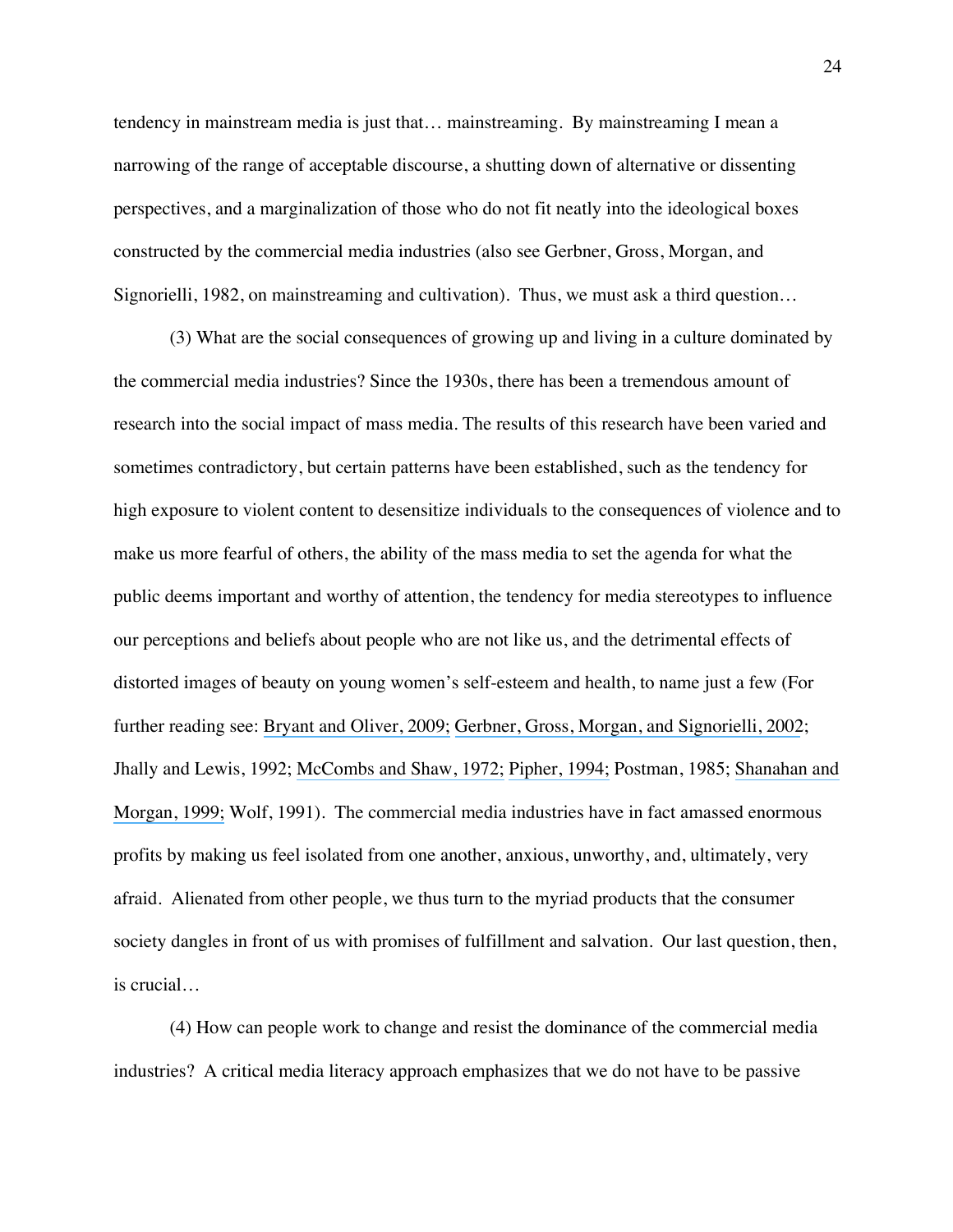tendency in mainstream media is just that… mainstreaming. By mainstreaming I mean a narrowing of the range of acceptable discourse, a shutting down of alternative or dissenting perspectives, and a marginalization of those who do not fit neatly into the ideological boxes constructed by the commercial media industries (also see Gerbner, Gross, Morgan, and Signorielli, 1982, on mainstreaming and cultivation). Thus, we must ask a third question…

(3) What are the social consequences of growing up and living in a culture dominated by the commercial media industries? Since the 1930s, there has been a tremendous amount of research into the social impact of mass media. The results of this research have been varied and sometimes contradictory, but certain patterns have been established, such as the tendency for high exposure to violent content to desensitize individuals to the consequences of violence and to make us more fearful of others, the ability of the mass media to set the agenda for what the public deems important and worthy of attention, the tendency for media stereotypes to influence our perceptions and beliefs about people who are not like us, and the detrimental effects of distorted images of beauty on young women's self-esteem and health, to name just a few (For further reading see: Bryant and Oliver, 2009; Gerbner, Gross, Morgan, and Signorielli, 2002; Jhally and Lewis, 1992; McCombs and Shaw, 1972; Pipher, 1994; Postman, 1985; Shanahan and Morgan, 1999; Wolf, 1991). The commercial media industries have in fact amassed enormous profits by making us feel isolated from one another, anxious, unworthy, and, ultimately, very afraid. Alienated from other people, we thus turn to the myriad products that the consumer society dangles in front of us with promises of fulfillment and salvation. Our last question, then, is crucial…

(4) How can people work to change and resist the dominance of the commercial media industries? A critical media literacy approach emphasizes that we do not have to be passive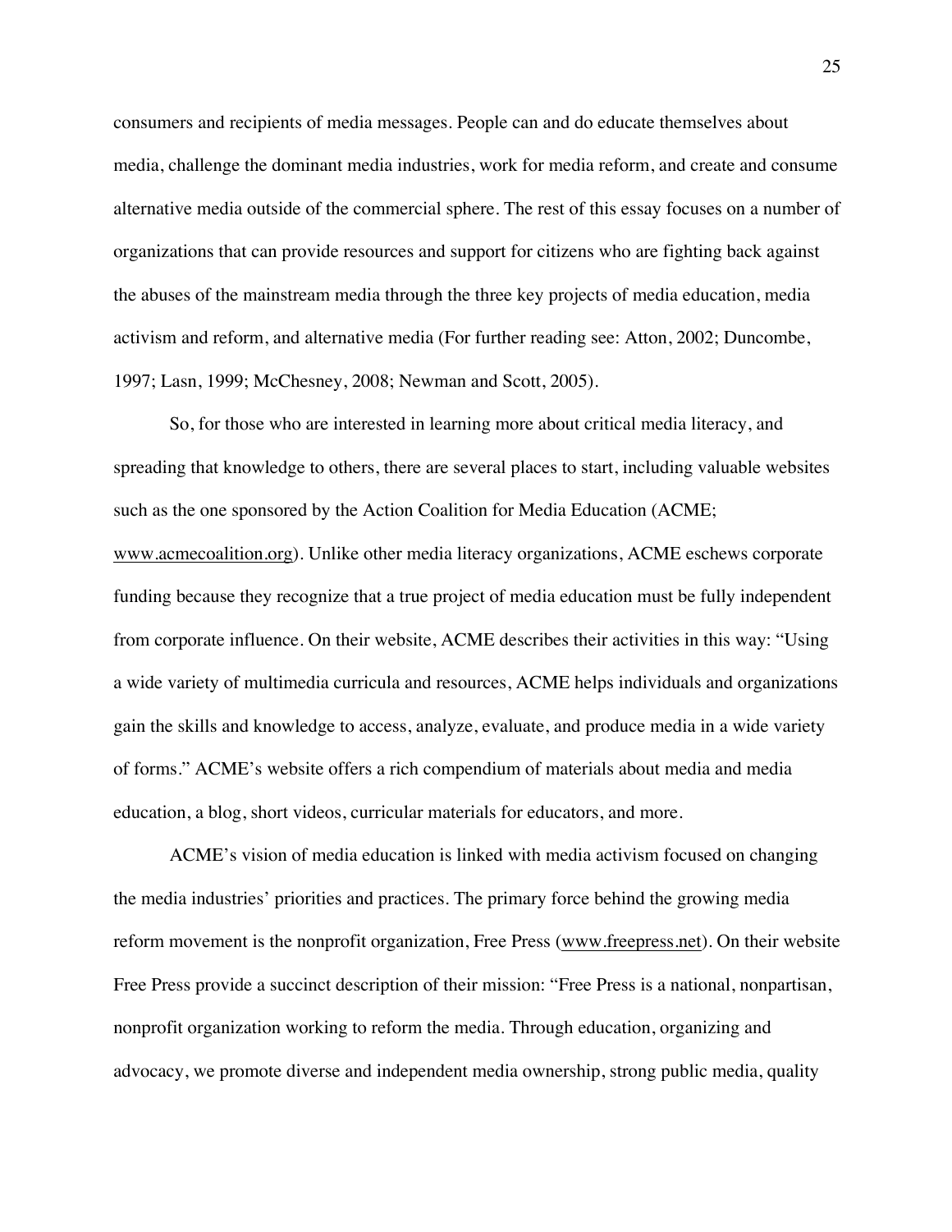consumers and recipients of media messages. People can and do educate themselves about media, challenge the dominant media industries, work for media reform, and create and consume alternative media outside of the commercial sphere. The rest of this essay focuses on a number of organizations that can provide resources and support for citizens who are fighting back against the abuses of the mainstream media through the three key projects of media education, media activism and reform, and alternative media (For further reading see: Atton, 2002; Duncombe, 1997; Lasn, 1999; McChesney, 2008; Newman and Scott, 2005).

So, for those who are interested in learning more about critical media literacy, and spreading that knowledge to others, there are several places to start, including valuable websites such as the one sponsored by the Action Coalition for Media Education (ACME; www.acmecoalition.org). Unlike other media literacy organizations, ACME eschews corporate funding because they recognize that a true project of media education must be fully independent from corporate influence. On their website, ACME describes their activities in this way: "Using a wide variety of multimedia curricula and resources, ACME helps individuals and organizations gain the skills and knowledge to access, analyze, evaluate, and produce media in a wide variety of forms." ACME's website offers a rich compendium of materials about media and media education, a blog, short videos, curricular materials for educators, and more.

ACME's vision of media education is linked with media activism focused on changing the media industries' priorities and practices. The primary force behind the growing media reform movement is the nonprofit organization, Free Press (www.freepress.net). On their website Free Press provide a succinct description of their mission: "Free Press is a national, nonpartisan, nonprofit organization working to reform the media. Through education, organizing and advocacy, we promote diverse and independent media ownership, strong public media, quality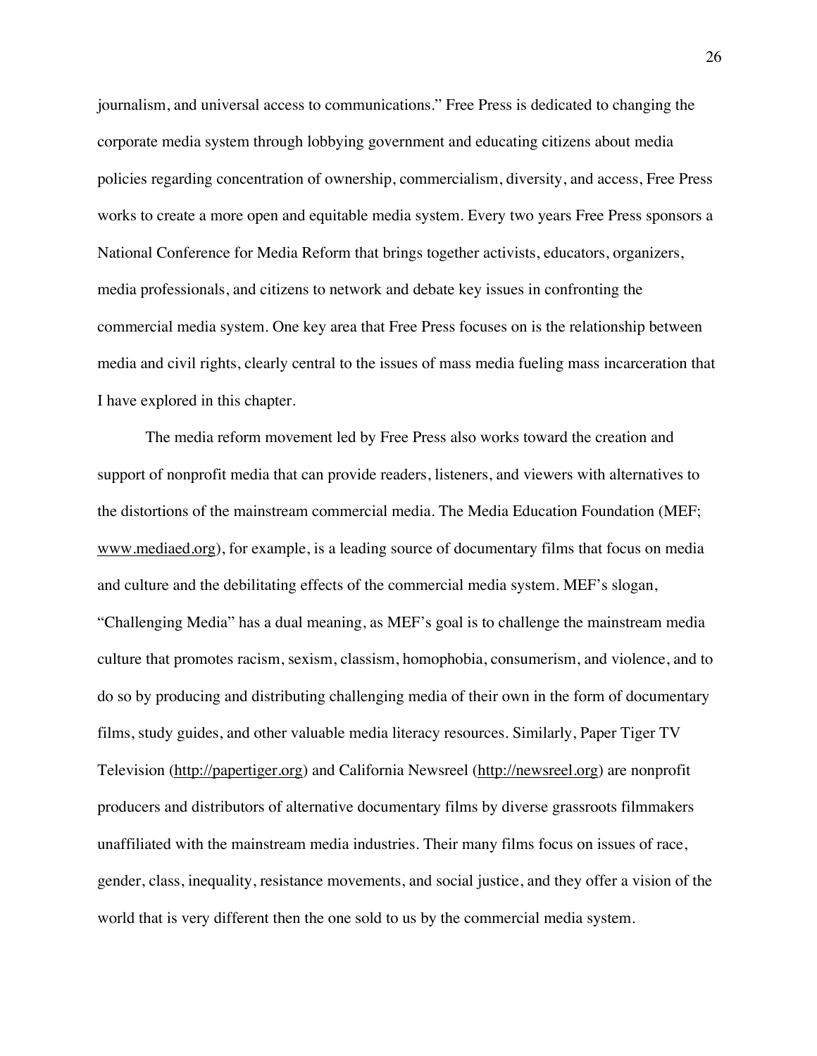journalism, and universal access to communications." Free Press is dedicated to changing the corporate media system through lobbying government and educating citizens about media policies regarding concentration of ownership, commercialism, diversity, and access, Free Press works to create a more open and equitable media system. Every two years Free Press sponsors a National Conference for Media Reform that brings together activists, educators, organizers, media professionals, and citizens to network and debate key issues in confronting the commercial media system. One key area that Free Press focuses on is the relationship between media and civil rights, clearly central to the issues of mass media fueling mass incarceration that I have explored in this chapter.

The media reform movement led by Free Press also works toward the creation and support of nonprofit media that can provide readers, listeners, and viewers with alternatives to the distortions of the mainstream commercial media. The Media Education Foundation (MEF; www.mediaed.org), for example, is a leading source of documentary films that focus on media and culture and the debilitating effects of the commercial media system. MEF's slogan, "Challenging Media" has a dual meaning, as MEF's goal is to challenge the mainstream media culture that promotes racism, sexism, classism, homophobia, consumerism, and violence, and to do so by producing and distributing challenging media of their own in the form of documentary films, study guides, and other valuable media literacy resources. Similarly, Paper Tiger TV Television (http://papertiger.org) and California Newsreel (http://newsreel.org) are nonprofit producers and distributors of alternative documentary films by diverse grassroots filmmakers unaffiliated with the mainstream media industries. Their many films focus on issues of race, gender, class, inequality, resistance movements, and social justice, and they offer a vision of the world that is very different then the one sold to us by the commercial media system.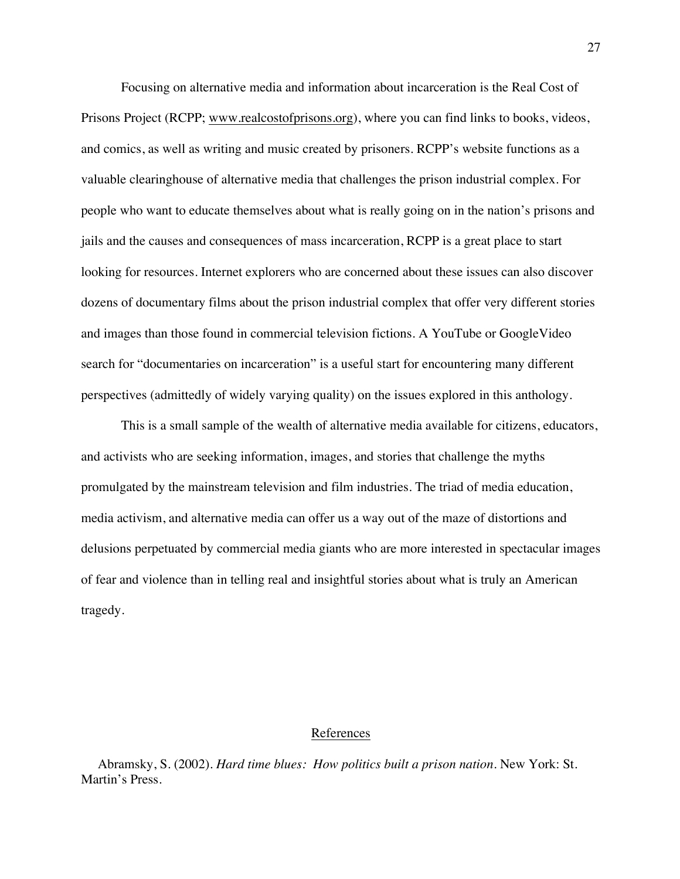Focusing on alternative media and information about incarceration is the Real Cost of Prisons Project (RCPP; www.realcostofprisons.org), where you can find links to books, videos, and comics, as well as writing and music created by prisoners. RCPP's website functions as a valuable clearinghouse of alternative media that challenges the prison industrial complex. For people who want to educate themselves about what is really going on in the nation's prisons and jails and the causes and consequences of mass incarceration, RCPP is a great place to start looking for resources. Internet explorers who are concerned about these issues can also discover dozens of documentary films about the prison industrial complex that offer very different stories and images than those found in commercial television fictions. A YouTube or GoogleVideo search for "documentaries on incarceration" is a useful start for encountering many different perspectives (admittedly of widely varying quality) on the issues explored in this anthology.

This is a small sample of the wealth of alternative media available for citizens, educators, and activists who are seeking information, images, and stories that challenge the myths promulgated by the mainstream television and film industries. The triad of media education, media activism, and alternative media can offer us a way out of the maze of distortions and delusions perpetuated by commercial media giants who are more interested in spectacular images of fear and violence than in telling real and insightful stories about what is truly an American tragedy.

## References

Abramsky, S. (2002). *Hard time blues: How politics built a prison nation*. New York: St. Martin's Press.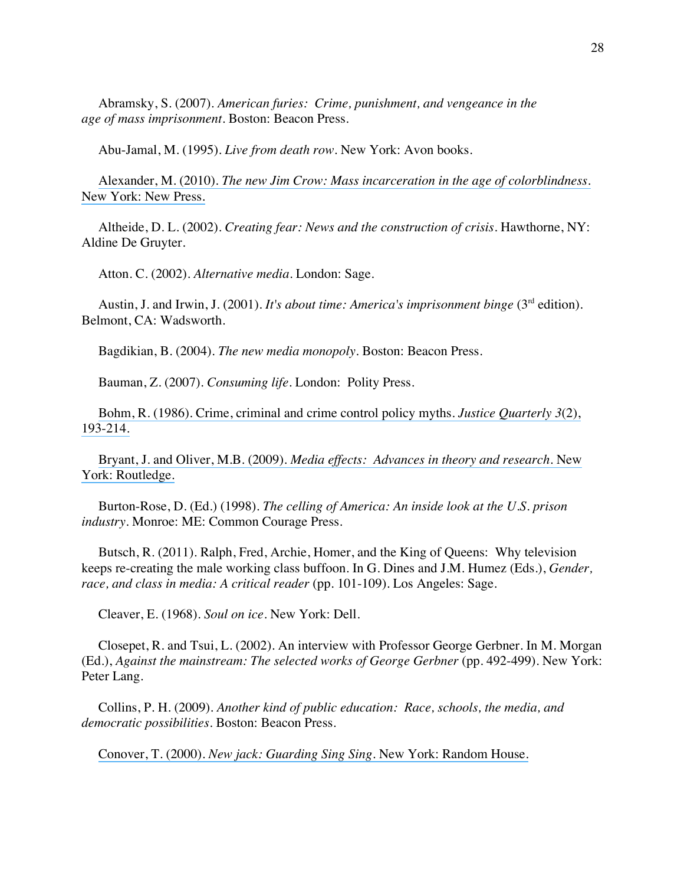Abramsky, S. (2007). *American furies: Crime, punishment, and vengeance in the age of mass imprisonment*. Boston: Beacon Press.

Abu-Jamal, M. (1995). *Live from death row*. New York: Avon books.

Alexander, M. (2010). *The new Jim Crow: Mass incarceration in the age of colorblindness*. New York: New Press.

Altheide, D. L. (2002). *Creating fear: News and the construction of crisis*. Hawthorne, NY: Aldine De Gruyter.

Atton. C. (2002). *Alternative media*. London: Sage.

Austin, J. and Irwin, J. (2001). *It's about time: America's imprisonment binge* (3rd edition). Belmont, CA: Wadsworth.

Bagdikian, B. (2004). *The new media monopoly*. Boston: Beacon Press.

Bauman, Z. (2007). *Consuming life*. London: Polity Press.

Bohm, R. (1986). Crime, criminal and crime control policy myths. *Justice Quarterly 3*(2), 193-214.

Bryant, J. and Oliver, M.B. (2009). *Media effects: Advances in theory and research*. New York: Routledge.

Burton-Rose, D. (Ed.) (1998). *The celling of America: An inside look at the U.S. prison industry*. Monroe: ME: Common Courage Press.

Butsch, R. (2011). Ralph, Fred, Archie, Homer, and the King of Queens: Why television keeps re-creating the male working class buffoon. In G. Dines and J.M. Humez (Eds.), *Gender, race, and class in media: A critical reader* (pp. 101-109). Los Angeles: Sage.

Cleaver, E. (1968). *Soul on ice*. New York: Dell.

Closepet, R. and Tsui, L. (2002). An interview with Professor George Gerbner. In M. Morgan (Ed.), *Against the mainstream: The selected works of George Gerbner* (pp. 492-499). New York: Peter Lang.

Collins, P. H. (2009). *Another kind of public education: Race, schools, the media, and democratic possibilities*. Boston: Beacon Press.

Conover, T. (2000). *New jack: Guarding Sing Sing*. New York: Random House.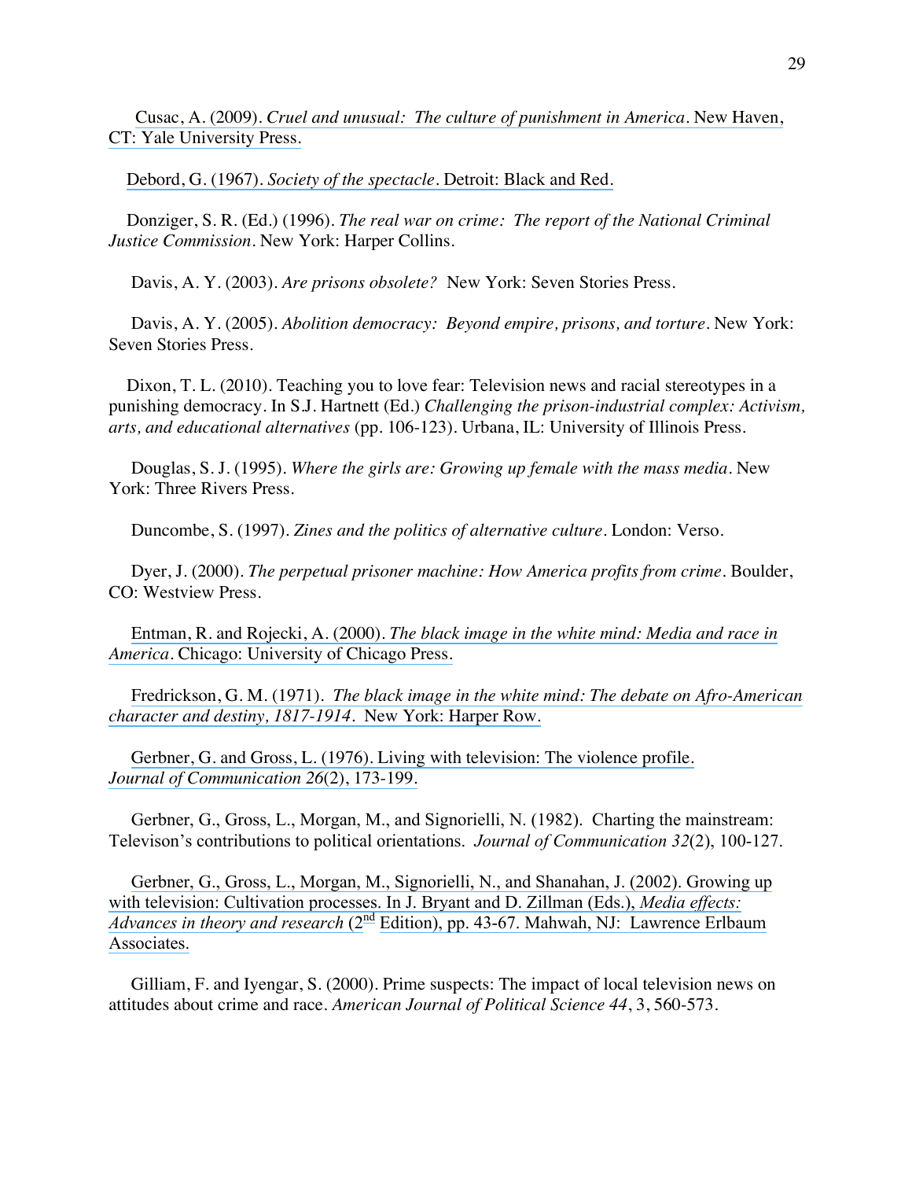Cusac, A. (2009). *Cruel and unusual: The culture of punishment in America*. New Haven, CT: Yale University Press.

Debord, G. (1967). *Society of the spectacle*. Detroit: Black and Red.

Donziger, S. R. (Ed.) (1996). *The real war on crime: The report of the National Criminal Justice Commission*. New York: Harper Collins.

Davis, A. Y. (2003). *Are prisons obsolete?* New York: Seven Stories Press.

Davis, A. Y. (2005). *Abolition democracy: Beyond empire, prisons, and torture*. New York: Seven Stories Press.

Dixon, T. L. (2010). Teaching you to love fear: Television news and racial stereotypes in a punishing democracy. In S.J. Hartnett (Ed.) *Challenging the prison-industrial complex: Activism, arts, and educational alternatives* (pp. 106-123). Urbana, IL: University of Illinois Press.

Douglas, S. J. (1995). *Where the girls are: Growing up female with the mass media*. New York: Three Rivers Press.

Duncombe, S. (1997). *Zines and the politics of alternative culture*. London: Verso.

Dyer, J. (2000). *The perpetual prisoner machine: How America profits from crime*. Boulder, CO: Westview Press.

Entman, R. and Rojecki, A. (2000). *The black image in the white mind: Media and race in America*. Chicago: University of Chicago Press.

Fredrickson, G. M. (1971). *The black image in the white mind: The debate on Afro-American character and destiny, 1817-1914*. New York: Harper Row.

Gerbner, G. and Gross, L. (1976). Living with television: The violence profile. *Journal of Communication 26*(2), 173-199.

Gerbner, G., Gross, L., Morgan, M., and Signorielli, N. (1982). Charting the mainstream: Televison's contributions to political orientations. *Journal of Communication 32*(2), 100-127.

Gerbner, G., Gross, L., Morgan, M., Signorielli, N., and Shanahan, J. (2002). Growing up with television: Cultivation processes. In J. Bryant and D. Zillman (Eds.), *Media effects: Advances in theory and research* (2nd Edition), pp. 43-67. Mahwah, NJ: Lawrence Erlbaum Associates.

Gilliam, F. and Iyengar, S. (2000). Prime suspects: The impact of local television news on attitudes about crime and race. *American Journal of Political Science 44*, 3, 560-573.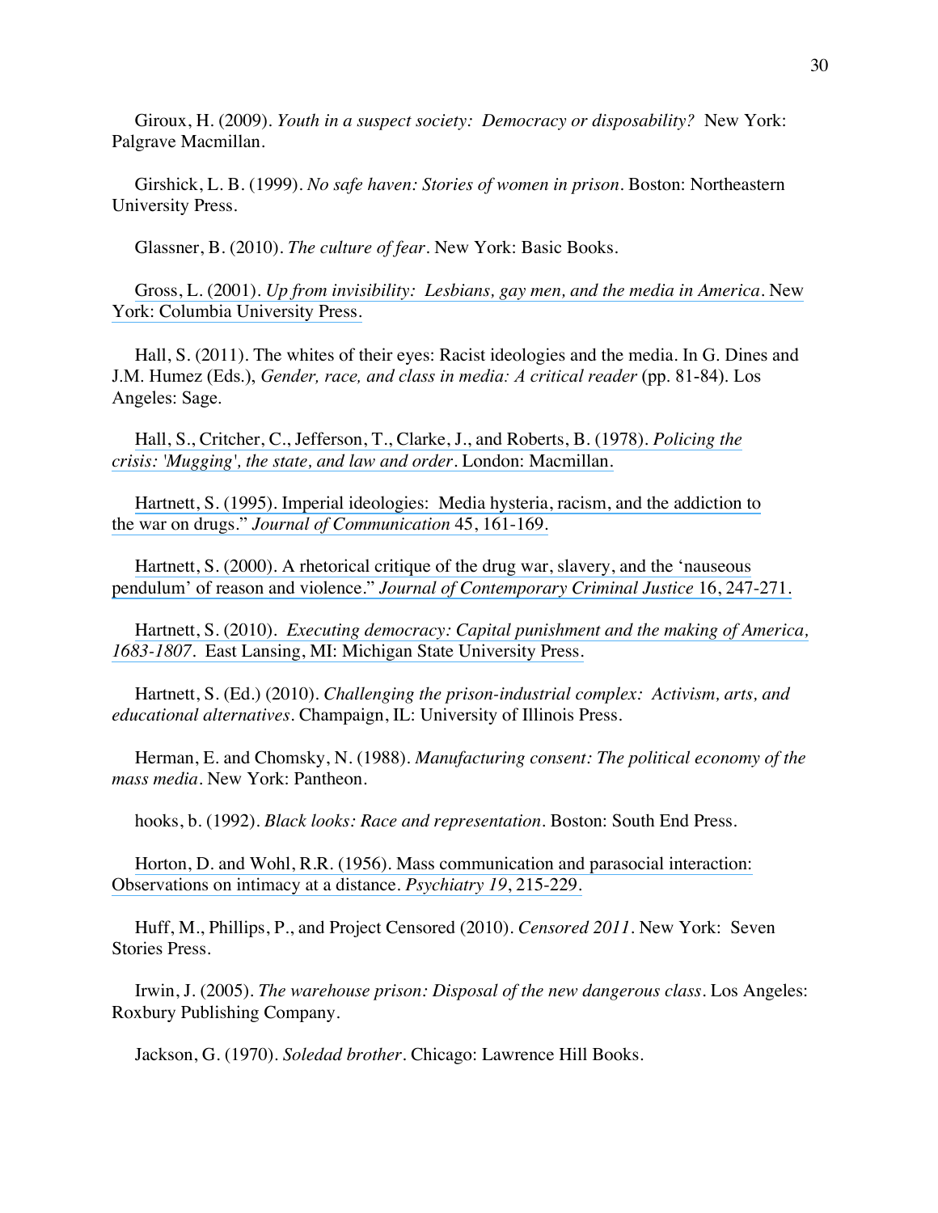Giroux, H. (2009). *Youth in a suspect society: Democracy or disposability?* New York: Palgrave Macmillan.

Girshick, L. B. (1999). *No safe haven: Stories of women in prison*. Boston: Northeastern University Press.

Glassner, B. (2010). *The culture of fear*. New York: Basic Books.

Gross, L. (2001). *Up from invisibility: Lesbians, gay men, and the media in America*. New York: Columbia University Press.

Hall, S. (2011). The whites of their eyes: Racist ideologies and the media. In G. Dines and J.M. Humez (Eds.), *Gender, race, and class in media: A critical reader* (pp. 81-84). Los Angeles: Sage.

Hall, S., Critcher, C., Jefferson, T., Clarke, J., and Roberts, B. (1978). *Policing the crisis: 'Mugging', the state, and law and order*. London: Macmillan.

Hartnett, S. (1995). Imperial ideologies: Media hysteria, racism, and the addiction to the war on drugs." *Journal of Communication* 45, 161-169.

Hartnett, S. (2000). A rhetorical critique of the drug war, slavery, and the 'nauseous pendulum' of reason and violence." *Journal of Contemporary Criminal Justice* 16, 247-271.

Hartnett, S. (2010). *Executing democracy: Capital punishment and the making of America, 1683-1807*. East Lansing, MI: Michigan State University Press.

Hartnett, S. (Ed.) (2010). *Challenging the prison-industrial complex: Activism, arts, and educational alternatives*. Champaign, IL: University of Illinois Press.

Herman, E. and Chomsky, N. (1988). *Manufacturing consent: The political economy of the mass media*. New York: Pantheon.

hooks, b. (1992). *Black looks: Race and representation*. Boston: South End Press.

Horton, D. and Wohl, R.R. (1956). Mass communication and parasocial interaction: Observations on intimacy at a distance. *Psychiatry 19*, 215-229.

Huff, M., Phillips, P., and Project Censored (2010). *Censored 2011*. New York: Seven Stories Press.

Irwin, J. (2005). *The warehouse prison: Disposal of the new dangerous class*. Los Angeles: Roxbury Publishing Company.

Jackson, G. (1970). *Soledad brother*. Chicago: Lawrence Hill Books.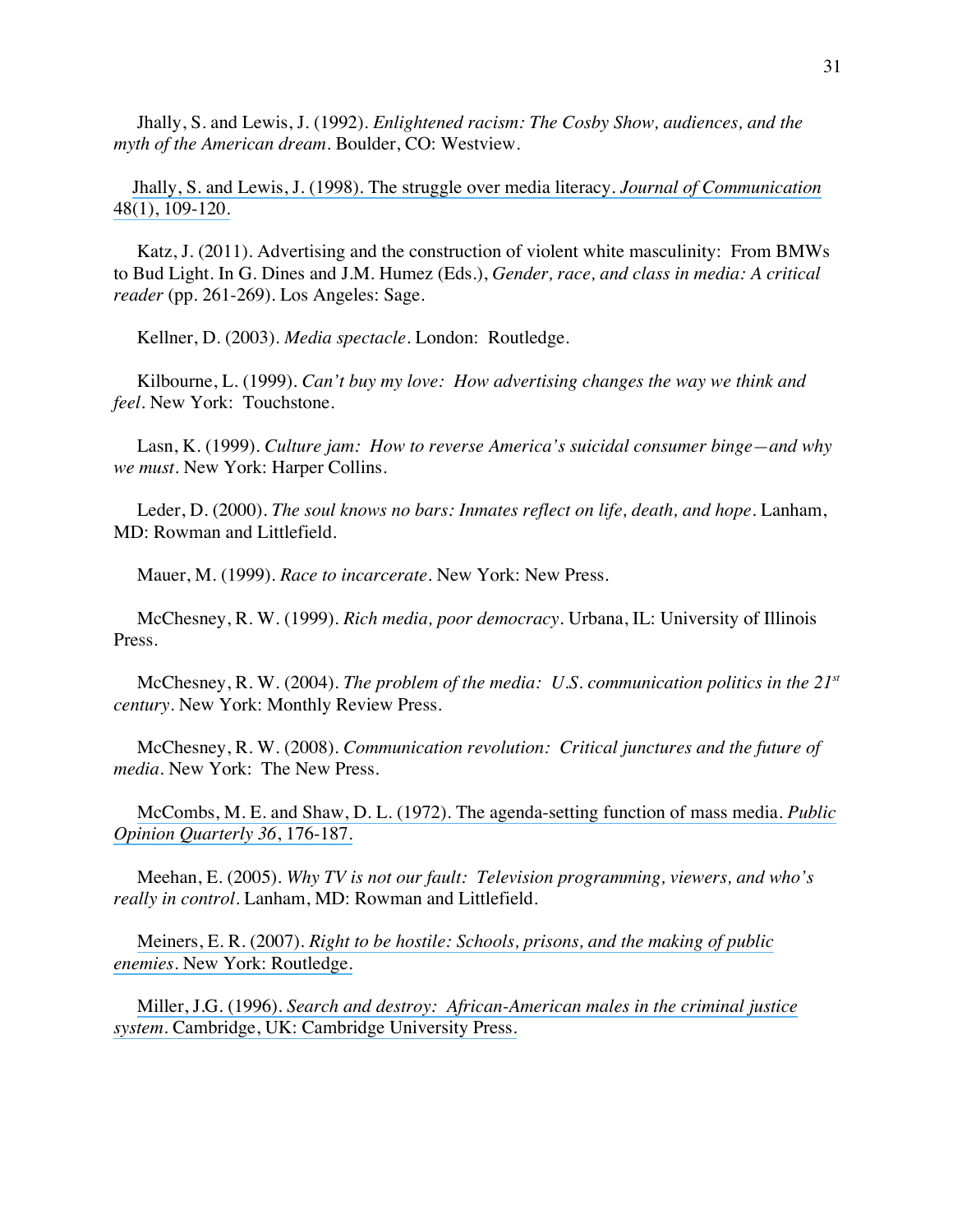Jhally, S. and Lewis, J. (1992). *Enlightened racism: The Cosby Show, audiences, and the myth of the American dream*. Boulder, CO: Westview.

Jhally, S. and Lewis, J. (1998). The struggle over media literacy. *Journal of Communication* 48(1), 109-120.

Katz, J. (2011). Advertising and the construction of violent white masculinity: From BMWs to Bud Light. In G. Dines and J.M. Humez (Eds.), *Gender, race, and class in media: A critical reader* (pp. 261-269). Los Angeles: Sage.

Kellner, D. (2003). *Media spectacle*. London: Routledge.

Kilbourne, L. (1999). *Can't buy my love: How advertising changes the way we think and feel*. New York: Touchstone.

Lasn, K. (1999). *Culture jam: How to reverse America's suicidal consumer binge—and why we must*. New York: Harper Collins.

Leder, D. (2000). *The soul knows no bars: Inmates reflect on life, death, and hope*. Lanham, MD: Rowman and Littlefield.

Mauer, M. (1999). *Race to incarcerate*. New York: New Press.

McChesney, R. W. (1999). *Rich media, poor democracy*. Urbana, IL: University of Illinois Press.

McChesney, R. W. (2004). *The problem of the media: U.S. communication politics in the 21st century*. New York: Monthly Review Press.

McChesney, R. W. (2008). *Communication revolution: Critical junctures and the future of media*. New York: The New Press.

McCombs, M. E. and Shaw, D. L. (1972). The agenda-setting function of mass media. *Public Opinion Quarterly 36*, 176-187.

Meehan, E. (2005). *Why TV is not our fault: Television programming, viewers, and who's really in control*. Lanham, MD: Rowman and Littlefield.

Meiners, E. R. (2007). *Right to be hostile: Schools, prisons, and the making of public enemies*. New York: Routledge.

Miller, J.G. (1996). *Search and destroy: African-American males in the criminal justice system*. Cambridge, UK: Cambridge University Press.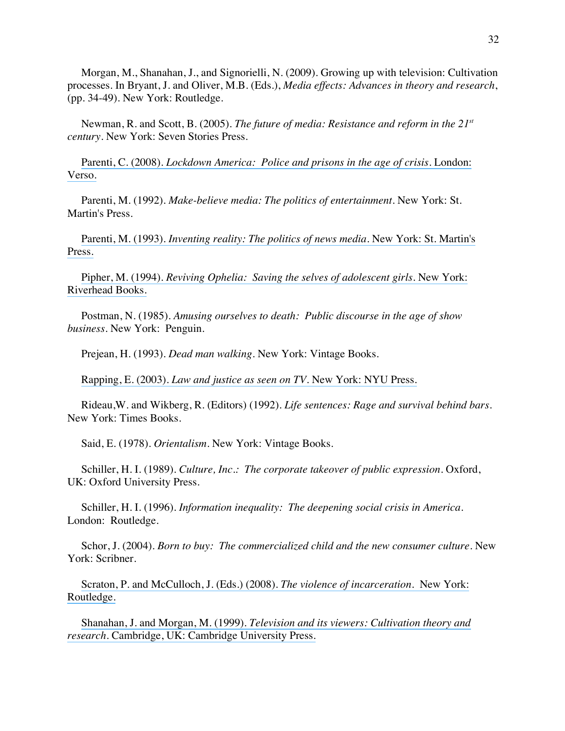Morgan, M., Shanahan, J., and Signorielli, N. (2009). Growing up with television: Cultivation processes. In Bryant, J. and Oliver, M.B. (Eds.), *Media effects: Advances in theory and research*, (pp. 34-49). New York: Routledge.

Newman, R. and Scott, B. (2005). *The future of media: Resistance and reform in the 21st century*. New York: Seven Stories Press.

Parenti, C. (2008). *Lockdown America: Police and prisons in the age of crisis*. London: Verso.

Parenti, M. (1992). *Make-believe media: The politics of entertainment*. New York: St. Martin's Press.

Parenti, M. (1993). *Inventing reality: The politics of news media*. New York: St. Martin's Press.

Pipher, M. (1994). *Reviving Ophelia: Saving the selves of adolescent girls*. New York: Riverhead Books.

Postman, N. (1985). *Amusing ourselves to death: Public discourse in the age of show business*. New York: Penguin.

Prejean, H. (1993). *Dead man walking*. New York: Vintage Books.

Rapping, E. (2003). *Law and justice as seen on TV*. New York: NYU Press.

Rideau,W. and Wikberg, R. (Editors) (1992). *Life sentences: Rage and survival behind bars*. New York: Times Books.

Said, E. (1978). *Orientalism*. New York: Vintage Books.

Schiller, H. I. (1989). *Culture, Inc.: The corporate takeover of public expression*. Oxford, UK: Oxford University Press.

Schiller, H. I. (1996). *Information inequality: The deepening social crisis in America*. London: Routledge.

Schor, J. (2004). *Born to buy: The commercialized child and the new consumer culture*. New York: Scribner.

Scraton, P. and McCulloch, J. (Eds.) (2008). *The violence of incarceration*. New York: Routledge.

Shanahan, J. and Morgan, M. (1999). *Television and its viewers: Cultivation theory and research*. Cambridge, UK: Cambridge University Press.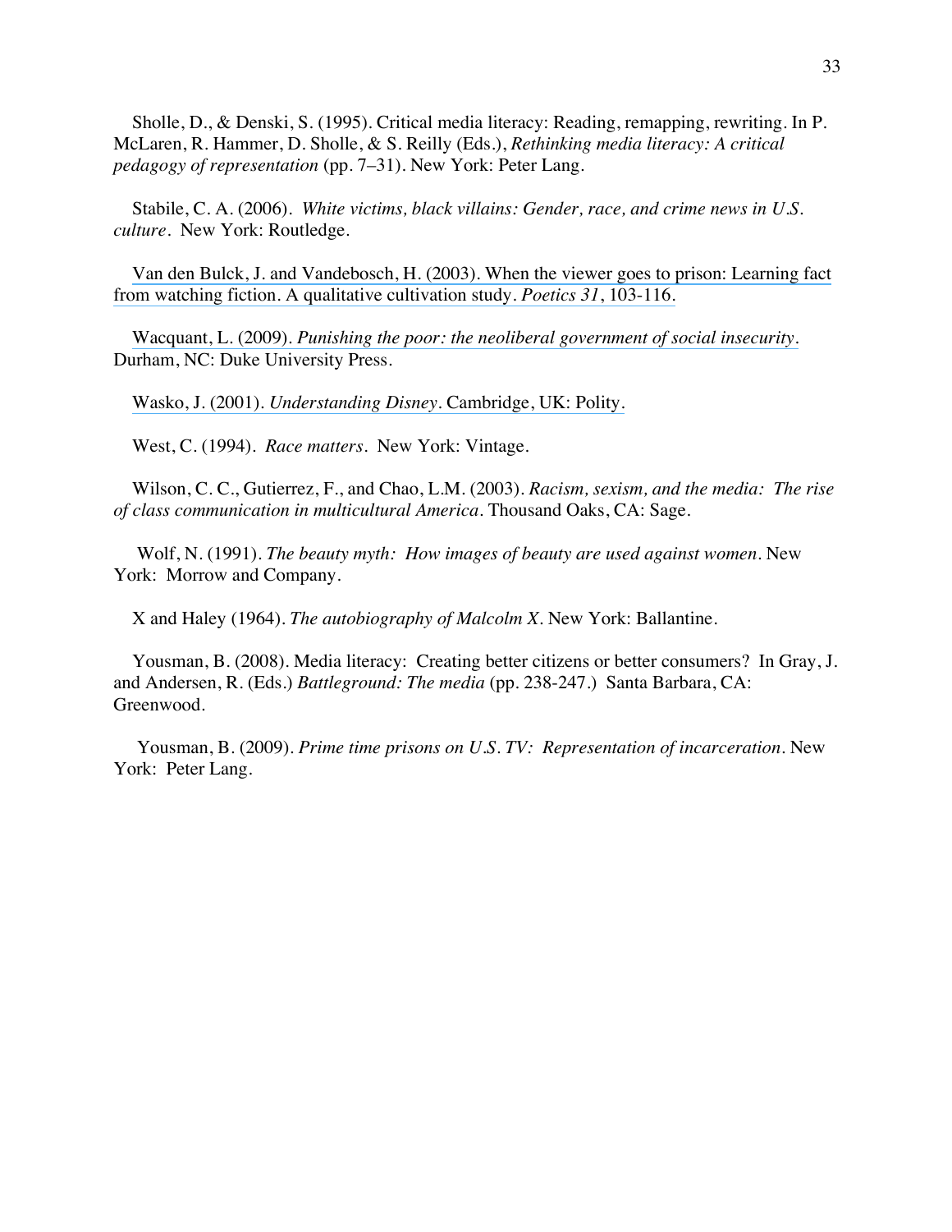Sholle, D., & Denski, S. (1995). Critical media literacy: Reading, remapping, rewriting. In P. McLaren, R. Hammer, D. Sholle, & S. Reilly (Eds.), *Rethinking media literacy: A critical pedagogy of representation* (pp. 7–31). New York: Peter Lang.

Stabile, C. A. (2006). *White victims, black villains: Gender, race, and crime news in U.S. culture*. New York: Routledge.

Van den Bulck, J. and Vandebosch, H. (2003). When the viewer goes to prison: Learning fact from watching fiction. A qualitative cultivation study. *Poetics 31*, 103-116.

Wacquant, L. (2009). *Punishing the poor: the neoliberal government of social insecurity*. Durham, NC: Duke University Press.

Wasko, J. (2001). *Understanding Disney*. Cambridge, UK: Polity.

West, C. (1994). *Race matters*. New York: Vintage.

Wilson, C. C., Gutierrez, F., and Chao, L.M. (2003). *Racism, sexism, and the media: The rise of class communication in multicultural America*. Thousand Oaks, CA: Sage.

Wolf, N. (1991). *The beauty myth: How images of beauty are used against women*. New York: Morrow and Company.

X and Haley (1964). *The autobiography of Malcolm X*. New York: Ballantine.

Yousman, B. (2008). Media literacy: Creating better citizens or better consumers? In Gray, J. and Andersen, R. (Eds.) *Battleground: The media* (pp. 238-247.) Santa Barbara, CA: Greenwood.

Yousman, B. (2009). *Prime time prisons on U.S. TV: Representation of incarceration*. New York: Peter Lang.